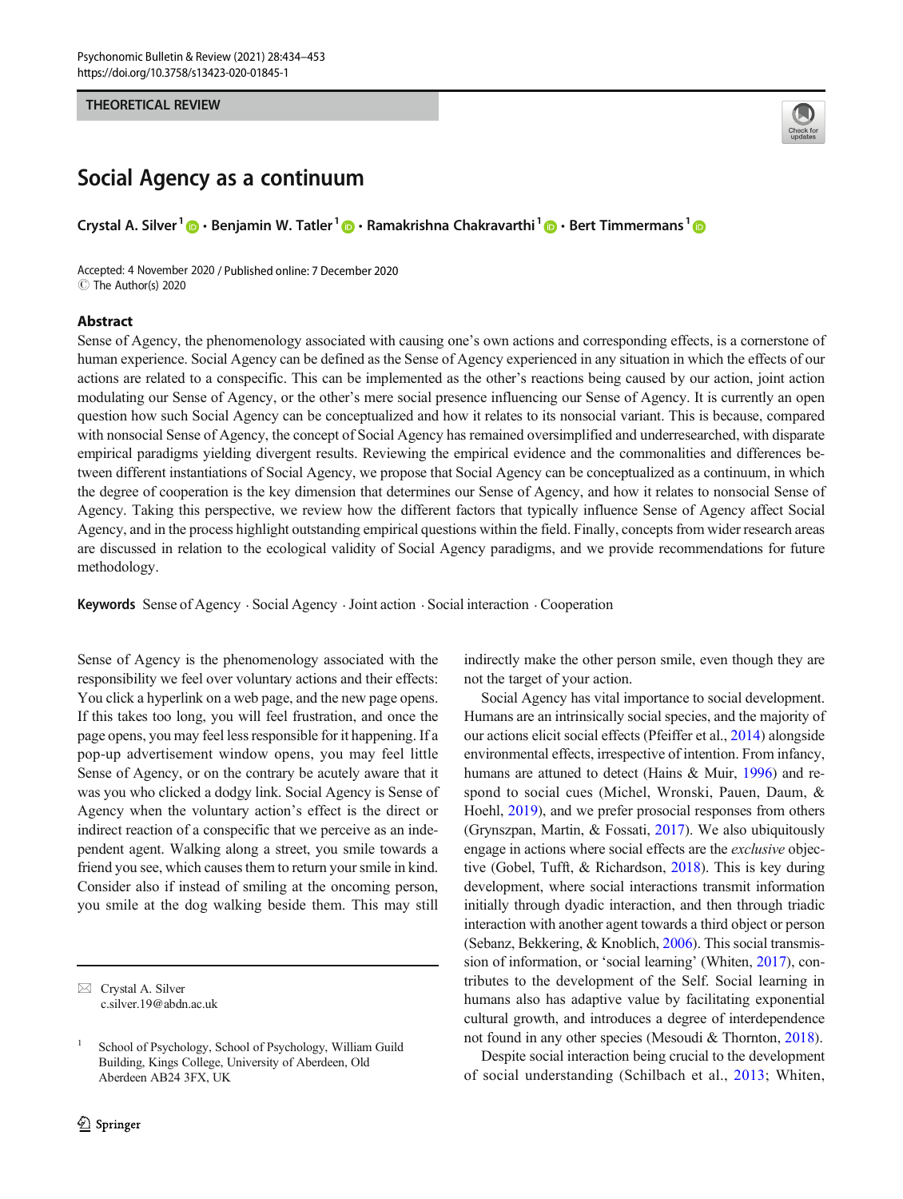THEORETICAL REVIEW

# Social Agency as a continuum

Crystal A. Silver[1] · Benjamin W. Tatler[1] · Ramakrishna Chakravarthi[1] · Bert Timmermans[1]

Accepted: 4 November 2020 / Published online: 7 December 2020
© The Author(s) 2020

## Abstract

Sense of Agency, the phenomenology associated with causing one's own actions and corresponding effects, is a cornerstone of human experience. Social Agency can be defined as the Sense of Agency experienced in any situation in which the effects of our actions are related to a conspecific. This can be implemented as the other's reactions being caused by our action, joint action modulating our Sense of Agency, or the other's mere social presence influencing our Sense of Agency. It is currently an open question how such Social Agency can be conceptualized and how it relates to its nonsocial variant. This is because, compared with nonsocial Sense of Agency, the concept of Social Agency has remained oversimplified and underresearched, with disparate empirical paradigms yielding divergent results. Reviewing the empirical evidence and the commonalities and differences between different instantiations of Social Agency, we propose that Social Agency can be conceptualized as a continuum, in which the degree of cooperation is the key dimension that determines our Sense of Agency, and how it relates to nonsocial Sense of Agency. Taking this perspective, we review how the different factors that typically influence Sense of Agency affect Social Agency, and in the process highlight outstanding empirical questions within the field. Finally, concepts from wider research areas are discussed in relation to the ecological validity of Social Agency paradigms, and we provide recommendations for future methodology.

**Keywords** Sense of Agency · Social Agency · Joint action · Social interaction · Cooperation

Sense of Agency is the phenomenology associated with the responsibility we feel over voluntary actions and their effects: You click a hyperlink on a web page, and the new page opens. If this takes too long, you will feel frustration, and once the page opens, you may feel less responsible for it happening. If a pop-up advertisement window opens, you may feel little Sense of Agency, or on the contrary be acutely aware that it was you who clicked a dodgy link. Social Agency is Sense of Agency when the voluntary action's effect is the direct or indirect reaction of a conspecific that we perceive as an independent agent. Walking along a street, you smile towards a friend you see, which causes them to return your smile in kind. Consider also if instead of smiling at the oncoming person, you smile at the dog walking beside them. This may still indirectly make the other person smile, even though they are not the target of your action.

Social Agency has vital importance to social development. Humans are an intrinsically social species, and the majority of our actions elicit social effects (Pfeiffer et al., 2014) alongside environmental effects, irrespective of intention. From infancy, humans are attuned to detect (Hains & Muir, 1996) and respond to social cues (Michel, Wronski, Pauen, Daum, & Hoehl, 2019), and we prefer prosocial responses from others (Grynszpan, Martin, & Fossati, 2017). We also ubiquitously engage in actions where social effects are the *exclusive* objective (Gobel, Tufft, & Richardson, 2018). This is key during development, where social interactions transmit information initially through dyadic interaction, and then through triadic interaction with another agent towards a third object or person (Sebanz, Bekkering, & Knoblich, 2006). This social transmission of information, or 'social learning' (Whiten, 2017), contributes to the development of the Self. Social learning in humans also has adaptive value by facilitating exponential cultural growth, and introduces a degree of interdependence not found in any other species (Mesoudi & Thornton, 2018).

Despite social interaction being crucial to the development of social understanding (Schilbach et al., 2013; Whiten,

---

✉ Crystal A. Silver
c.silver.19@abdn.ac.uk

[1] School of Psychology, School of Psychology, William Guild Building, Kings College, University of Aberdeen, Old Aberdeen AB24 3FX, UK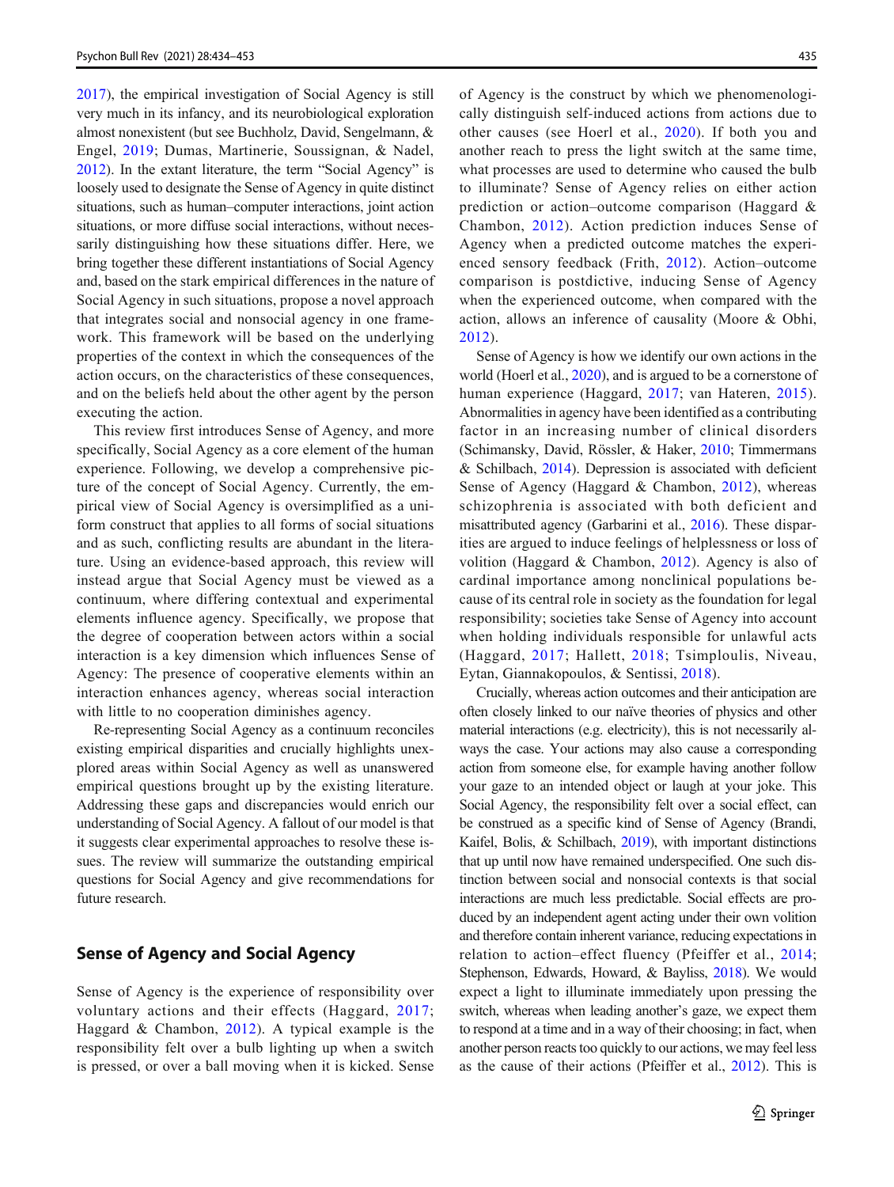2017), the empirical investigation of Social Agency is still very much in its infancy, and its neurobiological exploration almost nonexistent (but see Buchholz, David, Sengelmann, & Engel, 2019; Dumas, Martinerie, Soussignan, & Nadel, 2012). In the extant literature, the term "Social Agency" is loosely used to designate the Sense of Agency in quite distinct situations, such as human–computer interactions, joint action situations, or more diffuse social interactions, without necessarily distinguishing how these situations differ. Here, we bring together these different instantiations of Social Agency and, based on the stark empirical differences in the nature of Social Agency in such situations, propose a novel approach that integrates social and nonsocial agency in one framework. This framework will be based on the underlying properties of the context in which the consequences of the action occurs, on the characteristics of these consequences, and on the beliefs held about the other agent by the person executing the action.

This review first introduces Sense of Agency, and more specifically, Social Agency as a core element of the human experience. Following, we develop a comprehensive picture of the concept of Social Agency. Currently, the empirical view of Social Agency is oversimplified as a uniform construct that applies to all forms of social situations and as such, conflicting results are abundant in the literature. Using an evidence-based approach, this review will instead argue that Social Agency must be viewed as a continuum, where differing contextual and experimental elements influence agency. Specifically, we propose that the degree of cooperation between actors within a social interaction is a key dimension which influences Sense of Agency: The presence of cooperative elements within an interaction enhances agency, whereas social interaction with little to no cooperation diminishes agency.

Re-representing Social Agency as a continuum reconciles existing empirical disparities and crucially highlights unexplored areas within Social Agency as well as unanswered empirical questions brought up by the existing literature. Addressing these gaps and discrepancies would enrich our understanding of Social Agency. A fallout of our model is that it suggests clear experimental approaches to resolve these issues. The review will summarize the outstanding empirical questions for Social Agency and give recommendations for future research.

## Sense of Agency and Social Agency

Sense of Agency is the experience of responsibility over voluntary actions and their effects (Haggard, 2017; Haggard & Chambon, 2012). A typical example is the responsibility felt over a bulb lighting up when a switch is pressed, or over a ball moving when it is kicked. Sense of Agency is the construct by which we phenomenologically distinguish self-induced actions from actions due to other causes (see Hoerl et al., 2020). If both you and another reach to press the light switch at the same time, what processes are used to determine who caused the bulb to illuminate? Sense of Agency relies on either action prediction or action–outcome comparison (Haggard & Chambon, 2012). Action prediction induces Sense of Agency when a predicted outcome matches the experienced sensory feedback (Frith, 2012). Action–outcome comparison is postdictive, inducing Sense of Agency when the experienced outcome, when compared with the action, allows an inference of causality (Moore & Obhi, 2012).

Sense of Agency is how we identify our own actions in the world (Hoerl et al., 2020), and is argued to be a cornerstone of human experience (Haggard, 2017; van Hateren, 2015). Abnormalities in agency have been identified as a contributing factor in an increasing number of clinical disorders (Schimansky, David, Rössler, & Haker, 2010; Timmermans & Schilbach, 2014). Depression is associated with deficient Sense of Agency (Haggard & Chambon, 2012), whereas schizophrenia is associated with both deficient and misattributed agency (Garbarini et al., 2016). These disparities are argued to induce feelings of helplessness or loss of volition (Haggard & Chambon, 2012). Agency is also of cardinal importance among nonclinical populations because of its central role in society as the foundation for legal responsibility; societies take Sense of Agency into account when holding individuals responsible for unlawful acts (Haggard, 2017; Hallett, 2018; Tsimploulis, Niveau, Eytan, Giannakopoulos, & Sentissi, 2018).

Crucially, whereas action outcomes and their anticipation are often closely linked to our naïve theories of physics and other material interactions (e.g. electricity), this is not necessarily always the case. Your actions may also cause a corresponding action from someone else, for example having another follow your gaze to an intended object or laugh at your joke. This Social Agency, the responsibility felt over a social effect, can be construed as a specific kind of Sense of Agency (Brandi, Kaifel, Bolis, & Schilbach, 2019), with important distinctions that up until now have remained underspecified. One such distinction between social and nonsocial contexts is that social interactions are much less predictable. Social effects are produced by an independent agent acting under their own volition and therefore contain inherent variance, reducing expectations in relation to action–effect fluency (Pfeiffer et al., 2014; Stephenson, Edwards, Howard, & Bayliss, 2018). We would expect a light to illuminate immediately upon pressing the switch, whereas when leading another's gaze, we expect them to respond at a time and in a way of their choosing; in fact, when another person reacts too quickly to our actions, we may feel less as the cause of their actions (Pfeiffer et al., 2012). This is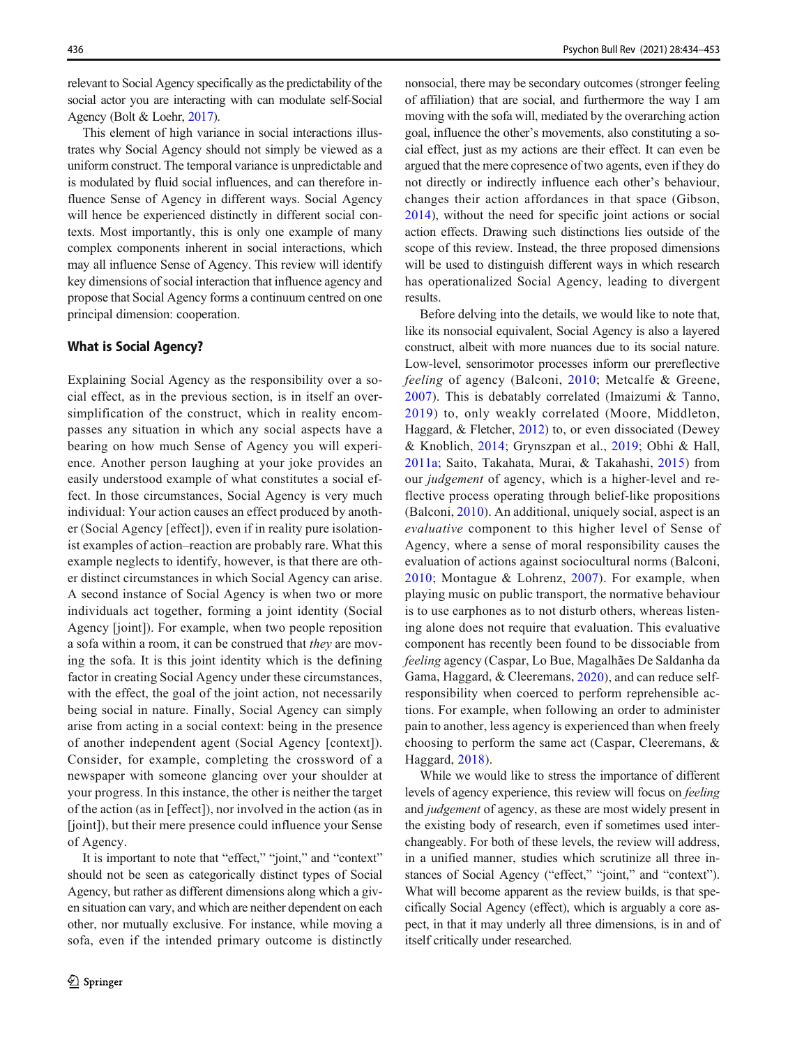relevant to Social Agency specifically as the predictability of the social actor you are interacting with can modulate self-Social Agency (Bolt & Loehr, 2017).

This element of high variance in social interactions illustrates why Social Agency should not simply be viewed as a uniform construct. The temporal variance is unpredictable and is modulated by fluid social influences, and can therefore influence Sense of Agency in different ways. Social Agency will hence be experienced distinctly in different social contexts. Most importantly, this is only one example of many complex components inherent in social interactions, which may all influence Sense of Agency. This review will identify key dimensions of social interaction that influence agency and propose that Social Agency forms a continuum centred on one principal dimension: cooperation.

## What is Social Agency?

Explaining Social Agency as the responsibility over a social effect, as in the previous section, is in itself an oversimplification of the construct, which in reality encompasses any situation in which any social aspects have a bearing on how much Sense of Agency you will experience. Another person laughing at your joke provides an easily understood example of what constitutes a social effect. In those circumstances, Social Agency is very much individual: Your action causes an effect produced by another (Social Agency [effect]), even if in reality pure isolationist examples of action–reaction are probably rare. What this example neglects to identify, however, is that there are other distinct circumstances in which Social Agency can arise. A second instance of Social Agency is when two or more individuals act together, forming a joint identity (Social Agency [joint]). For example, when two people reposition a sofa within a room, it can be construed that *they* are moving the sofa. It is this joint identity which is the defining factor in creating Social Agency under these circumstances, with the effect, the goal of the joint action, not necessarily being social in nature. Finally, Social Agency can simply arise from acting in a social context: being in the presence of another independent agent (Social Agency [context]). Consider, for example, completing the crossword of a newspaper with someone glancing over your shoulder at your progress. In this instance, the other is neither the target of the action (as in [effect]), nor involved in the action (as in [joint]), but their mere presence could influence your Sense of Agency.

It is important to note that "effect," "joint," and "context" should not be seen as categorically distinct types of Social Agency, but rather as different dimensions along which a given situation can vary, and which are neither dependent on each other, nor mutually exclusive. For instance, while moving a sofa, even if the intended primary outcome is distinctly nonsocial, there may be secondary outcomes (stronger feeling of affiliation) that are social, and furthermore the way I am moving with the sofa will, mediated by the overarching action goal, influence the other's movements, also constituting a social effect, just as my actions are their effect. It can even be argued that the mere copresence of two agents, even if they do not directly or indirectly influence each other's behaviour, changes their action affordances in that space (Gibson, 2014), without the need for specific joint actions or social action effects. Drawing such distinctions lies outside of the scope of this review. Instead, the three proposed dimensions will be used to distinguish different ways in which research has operationalized Social Agency, leading to divergent results.

Before delving into the details, we would like to note that, like its nonsocial equivalent, Social Agency is also a layered construct, albeit with more nuances due to its social nature. Low-level, sensorimotor processes inform our prereflective *feeling* of agency (Balconi, 2010; Metcalfe & Greene, 2007). This is debatably correlated (Imaizumi & Tanno, 2019) to, only weakly correlated (Moore, Middleton, Haggard, & Fletcher, 2012) to, or even dissociated (Dewey & Knoblich, 2014; Grynszpan et al., 2019; Obhi & Hall, 2011a; Saito, Takahata, Murai, & Takahashi, 2015) from our *judgement* of agency, which is a higher-level and reflective process operating through belief-like propositions (Balconi, 2010). An additional, uniquely social, aspect is an *evaluative* component to this higher level of Sense of Agency, where a sense of moral responsibility causes the evaluation of actions against sociocultural norms (Balconi, 2010; Montague & Lohrenz, 2007). For example, when playing music on public transport, the normative behaviour is to use earphones as to not disturb others, whereas listening alone does not require that evaluation. This evaluative component has recently been found to be dissociable from *feeling* agency (Caspar, Lo Bue, Magalhães De Saldanha da Gama, Haggard, & Cleeremans, 2020), and can reduce self-responsibility when coerced to perform reprehensible actions. For example, when following an order to administer pain to another, less agency is experienced than when freely choosing to perform the same act (Caspar, Cleeremans, & Haggard, 2018).

While we would like to stress the importance of different levels of agency experience, this review will focus on *feeling* and *judgement* of agency, as these are most widely present in the existing body of research, even if sometimes used interchangeably. For both of these levels, the review will address, in a unified manner, studies which scrutinize all three instances of Social Agency ("effect," "joint," and "context"). What will become apparent as the review builds, is that specifically Social Agency (effect), which is arguably a core aspect, in that it may underly all three dimensions, is in and of itself critically under researched.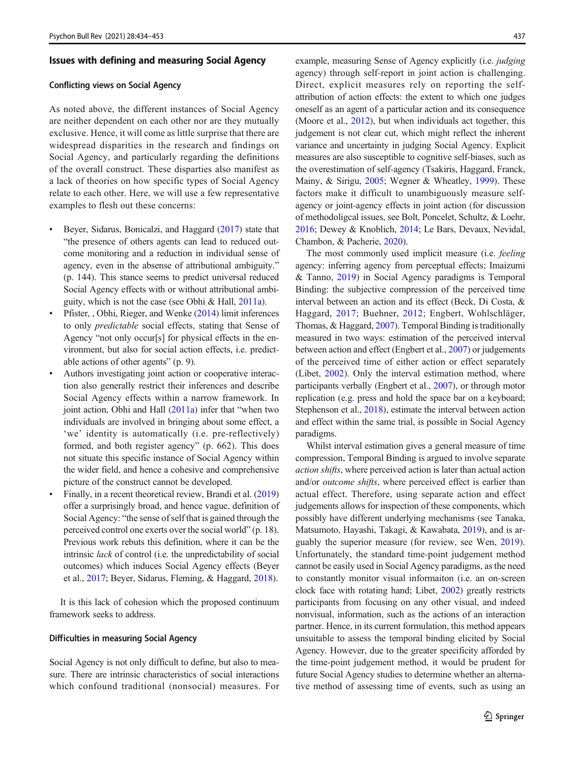## Issues with defining and measuring Social Agency

### Conflicting views on Social Agency

As noted above, the different instances of Social Agency are neither dependent on each other nor are they mutually exclusive. Hence, it will come as little surprise that there are widespread disparities in the research and findings on Social Agency, and particularly regarding the definitions of the overall construct. These disparities also manifest as a lack of theories on how specific types of Social Agency relate to each other. Here, we will use a few representative examples to flesh out these concerns:

- Beyer, Sidarus, Bonicalzi, and Haggard (2017) state that "the presence of others agents can lead to reduced outcome monitoring and a reduction in individual sense of agency, even in the absense of attributional ambiguity." (p. 144). This stance seems to predict universal reduced Social Agency effects with or without attributional ambiguity, which is not the case (see Obhi & Hall, 2011a).
- Pfister, , Obhi, Rieger, and Wenke (2014) limit inferences to only *predictable* social effects, stating that Sense of Agency "not only occur[s] for physical effects in the environment, but also for social action effects, i.e. predictable actions of other agents" (p. 9).
- Authors investigating joint action or cooperative interaction also generally restrict their inferences and describe Social Agency effects within a narrow framework. In joint action, Obhi and Hall (2011a) infer that "when two individuals are involved in bringing about some effect, a 'we' identity is automatically (i.e. pre-reflectively) formed, and both register agency" (p. 662). This does not situate this specific instance of Social Agency within the wider field, and hence a cohesive and comprehensive picture of the construct cannot be developed.
- Finally, in a recent theoretical review, Brandi et al. (2019) offer a surprisingly broad, and hence vague, definition of Social Agency: "the sense of self that is gained through the perceived control one exerts over the social world" (p. 18). Previous work rebuts this definition, where it can be the intrinsic *lack* of control (i.e. the unpredictability of social outcomes) which induces Social Agency effects (Beyer et al., 2017; Beyer, Sidarus, Fleming, & Haggard, 2018).

It is this lack of cohesion which the proposed continuum framework seeks to address.

### Difficulties in measuring Social Agency

Social Agency is not only difficult to define, but also to measure. There are intrinsic characteristics of social interactions which confound traditional (nonsocial) measures. For example, measuring Sense of Agency explicitly (i.e. *judging* agency) through self-report in joint action is challenging. Direct, explicit measures rely on reporting the self-attribution of action effects: the extent to which one judges oneself as an agent of a particular action and its consequence (Moore et al., 2012), but when individuals act together, this judgement is not clear cut, which might reflect the inherent variance and uncertainty in judging Social Agency. Explicit measures are also susceptible to cognitive self-biases, such as the overestimation of self-agency (Tsakiris, Haggard, Franck, Mainy, & Sirigu, 2005; Wegner & Wheatley, 1999). These factors make it difficult to unambiguously measure self-agency or joint-agency effects in joint action (for discussion of methodoligcal issues, see Bolt, Poncelet, Schultz, & Loehr, 2016; Dewey & Knoblich, 2014; Le Bars, Devaux, Nevidal, Chambon, & Pacherie, 2020).

The most commonly used implicit measure (i.e. *feeling* agency: inferring agency from perceptual effects; Imaizumi & Tanno, 2019) in Social Agency paradigms is Temporal Binding: the subjective compression of the perceived time interval between an action and its effect (Beck, Di Costa, & Haggard, 2017; Buehner, 2012; Engbert, Wohlschläger, Thomas, & Haggard, 2007). Temporal Binding is traditionally measured in two ways: estimation of the perceived interval between action and effect (Engbert et al., 2007) or judgements of the perceived time of either action or effect separately (Libet, 2002). Only the interval estimation method, where participants verbally (Engbert et al., 2007), or through motor replication (e.g. press and hold the space bar on a keyboard; Stephenson et al., 2018), estimate the interval between action and effect within the same trial, is possible in Social Agency paradigms.

Whilst interval estimation gives a general measure of time compression, Temporal Binding is argued to involve separate *action shifts*, where perceived action is later than actual action and/or *outcome shifts*, where perceived effect is earlier than actual effect. Therefore, using separate action and effect judgements allows for inspection of these components, which possibly have different underlying mechanisms (see Tanaka, Matsumoto, Hayashi, Takagi, & Kawabata, 2019), and is arguably the superior measure (for review, see Wen, 2019). Unfortunately, the standard time-point judgement method cannot be easily used in Social Agency paradigms, as the need to constantly monitor visual informaiton (i.e. an on-screen clock face with rotating hand; Libet, 2002) greatly restricts participants from focusing on any other visual, and indeed nonvisual, information, such as the actions of an interaction partner. Hence, in its current formulation, this method appears unsuitable to assess the temporal binding elicited by Social Agency. However, due to the greater specificity afforded by the time-point judgement method, it would be prudent for future Social Agency studies to determine whether an alternative method of assessing time of events, such as using an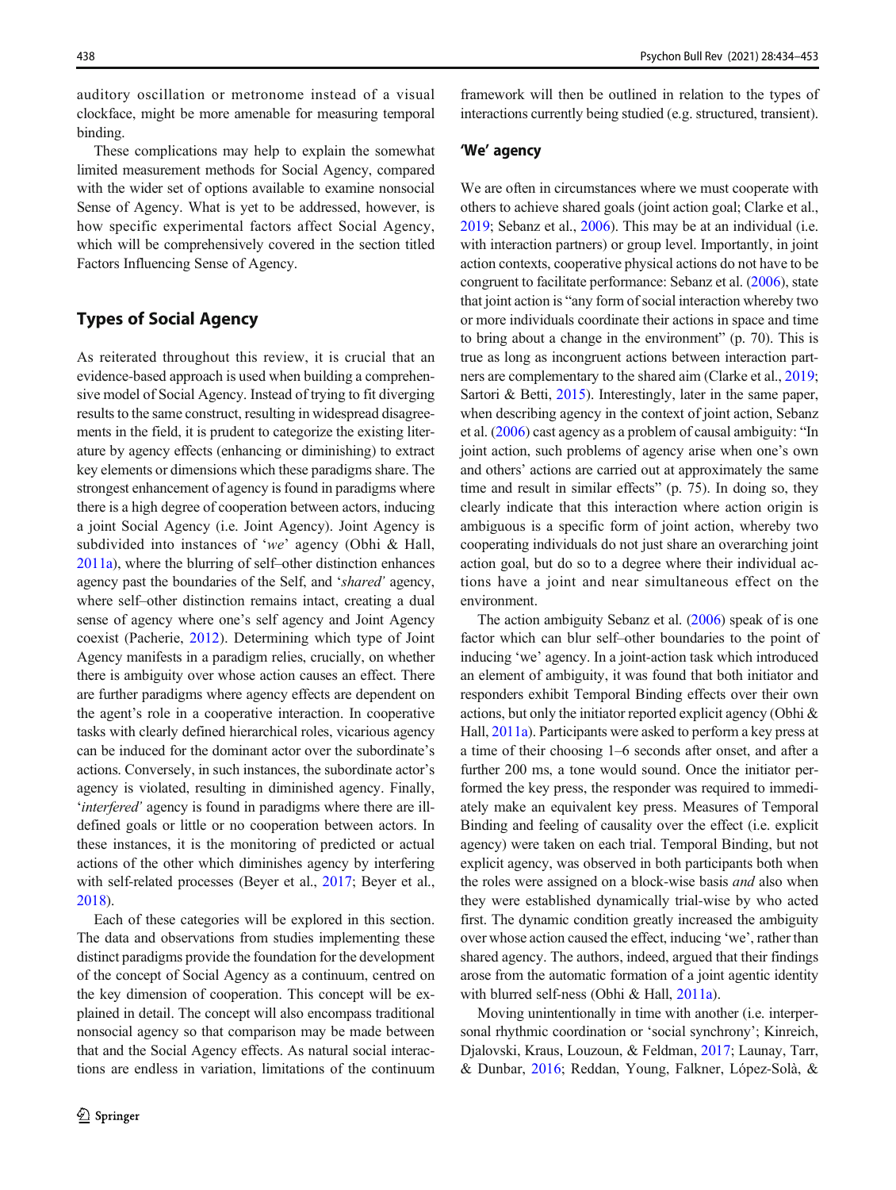auditory oscillation or metronome instead of a visual clockface, might be more amenable for measuring temporal binding.

These complications may help to explain the somewhat limited measurement methods for Social Agency, compared with the wider set of options available to examine nonsocial Sense of Agency. What is yet to be addressed, however, is how specific experimental factors affect Social Agency, which will be comprehensively covered in the section titled Factors Influencing Sense of Agency.

## Types of Social Agency

As reiterated throughout this review, it is crucial that an evidence-based approach is used when building a comprehensive model of Social Agency. Instead of trying to fit diverging results to the same construct, resulting in widespread disagreements in the field, it is prudent to categorize the existing literature by agency effects (enhancing or diminishing) to extract key elements or dimensions which these paradigms share. The strongest enhancement of agency is found in paradigms where there is a high degree of cooperation between actors, inducing a joint Social Agency (i.e. Joint Agency). Joint Agency is subdivided into instances of '*we*' agency (Obhi & Hall, 2011a), where the blurring of self–other distinction enhances agency past the boundaries of the Self, and '*shared*' agency, where self–other distinction remains intact, creating a dual sense of agency where one's self agency and Joint Agency coexist (Pacherie, 2012). Determining which type of Joint Agency manifests in a paradigm relies, crucially, on whether there is ambiguity over whose action causes an effect. There are further paradigms where agency effects are dependent on the agent's role in a cooperative interaction. In cooperative tasks with clearly defined hierarchical roles, vicarious agency can be induced for the dominant actor over the subordinate's actions. Conversely, in such instances, the subordinate actor's agency is violated, resulting in diminished agency. Finally, '*interfered*' agency is found in paradigms where there are ill-defined goals or little or no cooperation between actors. In these instances, it is the monitoring of predicted or actual actions of the other which diminishes agency by interfering with self-related processes (Beyer et al., 2017; Beyer et al., 2018).

Each of these categories will be explored in this section. The data and observations from studies implementing these distinct paradigms provide the foundation for the development of the concept of Social Agency as a continuum, centred on the key dimension of cooperation. This concept will be explained in detail. The concept will also encompass traditional nonsocial agency so that comparison may be made between that and the Social Agency effects. As natural social interactions are endless in variation, limitations of the continuum framework will then be outlined in relation to the types of interactions currently being studied (e.g. structured, transient).

### 'We' agency

We are often in circumstances where we must cooperate with others to achieve shared goals (joint action goal; Clarke et al., 2019; Sebanz et al., 2006). This may be at an individual (i.e. with interaction partners) or group level. Importantly, in joint action contexts, cooperative physical actions do not have to be congruent to facilitate performance: Sebanz et al. (2006), state that joint action is "any form of social interaction whereby two or more individuals coordinate their actions in space and time to bring about a change in the environment" (p. 70). This is true as long as incongruent actions between interaction partners are complementary to the shared aim (Clarke et al., 2019; Sartori & Betti, 2015). Interestingly, later in the same paper, when describing agency in the context of joint action, Sebanz et al. (2006) cast agency as a problem of causal ambiguity: "In joint action, such problems of agency arise when one's own and others' actions are carried out at approximately the same time and result in similar effects" (p. 75). In doing so, they clearly indicate that this interaction where action origin is ambiguous is a specific form of joint action, whereby two cooperating individuals do not just share an overarching joint action goal, but do so to a degree where their individual actions have a joint and near simultaneous effect on the environment.

The action ambiguity Sebanz et al. (2006) speak of is one factor which can blur self–other boundaries to the point of inducing 'we' agency. In a joint-action task which introduced an element of ambiguity, it was found that both initiator and responders exhibit Temporal Binding effects over their own actions, but only the initiator reported explicit agency (Obhi & Hall, 2011a). Participants were asked to perform a key press at a time of their choosing 1–6 seconds after onset, and after a further 200 ms, a tone would sound. Once the initiator performed the key press, the responder was required to immediately make an equivalent key press. Measures of Temporal Binding and feeling of causality over the effect (i.e. explicit agency) were taken on each trial. Temporal Binding, but not explicit agency, was observed in both participants both when the roles were assigned on a block-wise basis *and* also when they were established dynamically trial-wise by who acted first. The dynamic condition greatly increased the ambiguity over whose action caused the effect, inducing 'we', rather than shared agency. The authors, indeed, argued that their findings arose from the automatic formation of a joint agentic identity with blurred self-ness (Obhi & Hall, 2011a).

Moving unintentionally in time with another (i.e. interpersonal rhythmic coordination or 'social synchrony'; Kinreich, Djalovski, Kraus, Louzoun, & Feldman, 2017; Launay, Tarr, & Dunbar, 2016; Reddan, Young, Falkner, López-Solà, &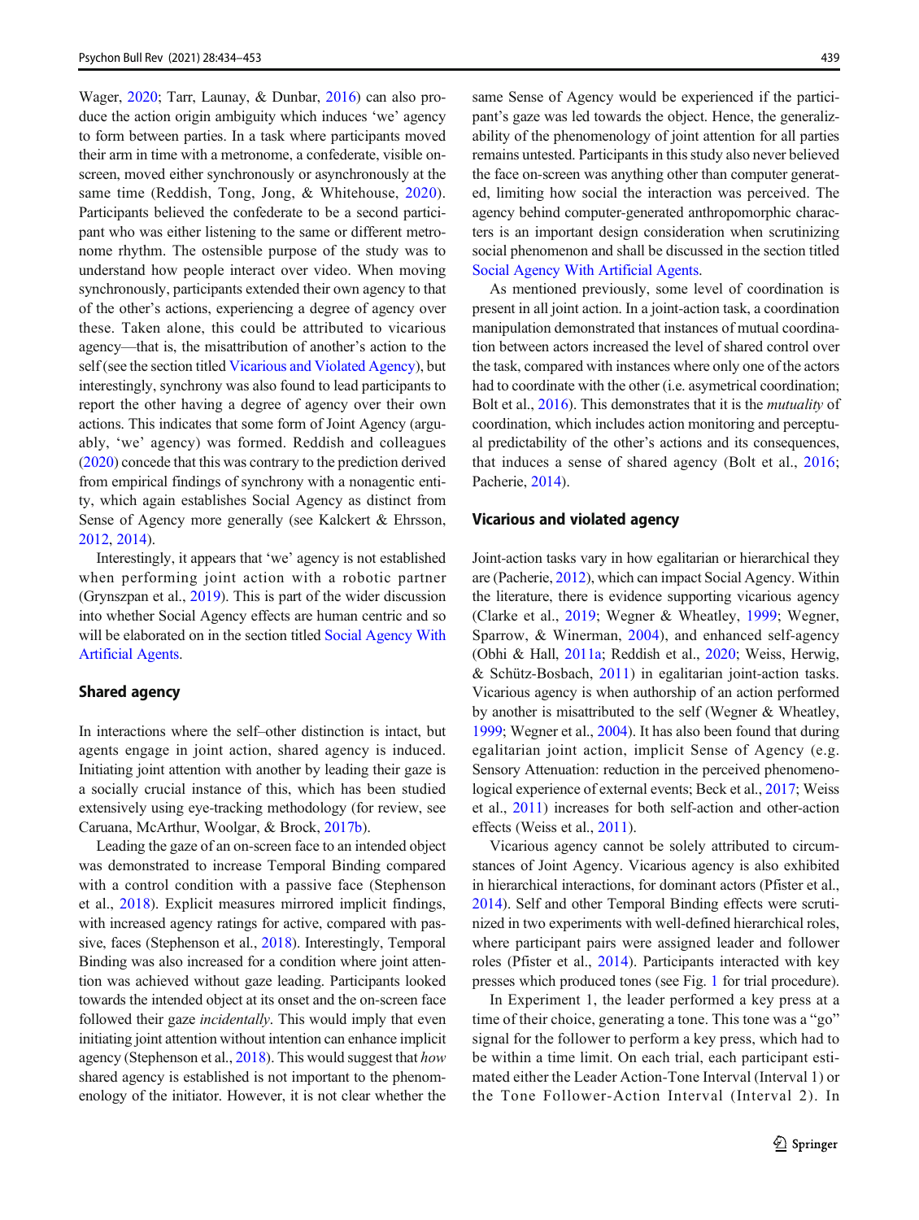Wager, 2020; Tarr, Launay, & Dunbar, 2016) can also produce the action origin ambiguity which induces 'we' agency to form between parties. In a task where participants moved their arm in time with a metronome, a confederate, visible on-screen, moved either synchronously or asynchronously at the same time (Reddish, Tong, Jong, & Whitehouse, 2020). Participants believed the confederate to be a second participant who was either listening to the same or different metronome rhythm. The ostensible purpose of the study was to understand how people interact over video. When moving synchronously, participants extended their own agency to that of the other's actions, experiencing a degree of agency over these. Taken alone, this could be attributed to vicarious agency—that is, the misattribution of another's action to the self (see the section titled Vicarious and Violated Agency), but interestingly, synchrony was also found to lead participants to report the other having a degree of agency over their own actions. This indicates that some form of Joint Agency (arguably, 'we' agency) was formed. Reddish and colleagues (2020) concede that this was contrary to the prediction derived from empirical findings of synchrony with a nonagentic entity, which again establishes Social Agency as distinct from Sense of Agency more generally (see Kalckert & Ehrsson, 2012, 2014).

Interestingly, it appears that 'we' agency is not established when performing joint action with a robotic partner (Grynszpan et al., 2019). This is part of the wider discussion into whether Social Agency effects are human centric and so will be elaborated on in the section titled Social Agency With Artificial Agents.

### Shared agency

In interactions where the self–other distinction is intact, but agents engage in joint action, shared agency is induced. Initiating joint attention with another by leading their gaze is a socially crucial instance of this, which has been studied extensively using eye-tracking methodology (for review, see Caruana, McArthur, Woolgar, & Brock, 2017b).

Leading the gaze of an on-screen face to an intended object was demonstrated to increase Temporal Binding compared with a control condition with a passive face (Stephenson et al., 2018). Explicit measures mirrored implicit findings, with increased agency ratings for active, compared with passive, faces (Stephenson et al., 2018). Interestingly, Temporal Binding was also increased for a condition where joint attention was achieved without gaze leading. Participants looked towards the intended object at its onset and the on-screen face followed their gaze *incidentally*. This would imply that even initiating joint attention without intention can enhance implicit agency (Stephenson et al., 2018). This would suggest that *how* shared agency is established is not important to the phenomenology of the initiator. However, it is not clear whether the same Sense of Agency would be experienced if the participant's gaze was led towards the object. Hence, the generalizability of the phenomenology of joint attention for all parties remains untested. Participants in this study also never believed the face on-screen was anything other than computer generated, limiting how social the interaction was perceived. The agency behind computer-generated anthropomorphic characters is an important design consideration when scrutinizing social phenomenon and shall be discussed in the section titled Social Agency With Artificial Agents.

As mentioned previously, some level of coordination is present in all joint action. In a joint-action task, a coordination manipulation demonstrated that instances of mutual coordination between actors increased the level of shared control over the task, compared with instances where only one of the actors had to coordinate with the other (i.e. asymetrical coordination; Bolt et al., 2016). This demonstrates that it is the *mutuality* of coordination, which includes action monitoring and perceptual predictability of the other's actions and its consequences, that induces a sense of shared agency (Bolt et al., 2016; Pacherie, 2014).

### Vicarious and violated agency

Joint-action tasks vary in how egalitarian or hierarchical they are (Pacherie, 2012), which can impact Social Agency. Within the literature, there is evidence supporting vicarious agency (Clarke et al., 2019; Wegner & Wheatley, 1999; Wegner, Sparrow, & Winerman, 2004), and enhanced self-agency (Obhi & Hall, 2011a; Reddish et al., 2020; Weiss, Herwig, & Schütz-Bosbach, 2011) in egalitarian joint-action tasks. Vicarious agency is when authorship of an action performed by another is misattributed to the self (Wegner & Wheatley, 1999; Wegner et al., 2004). It has also been found that during egalitarian joint action, implicit Sense of Agency (e.g. Sensory Attenuation: reduction in the perceived phenomenological experience of external events; Beck et al., 2017; Weiss et al., 2011) increases for both self-action and other-action effects (Weiss et al., 2011).

Vicarious agency cannot be solely attributed to circumstances of Joint Agency. Vicarious agency is also exhibited in hierarchical interactions, for dominant actors (Pfister et al., 2014). Self and other Temporal Binding effects were scrutinized in two experiments with well-defined hierarchical roles, where participant pairs were assigned leader and follower roles (Pfister et al., 2014). Participants interacted with key presses which produced tones (see Fig. 1 for trial procedure).

In Experiment 1, the leader performed a key press at a time of their choice, generating a tone. This tone was a "go" signal for the follower to perform a key press, which had to be within a time limit. On each trial, each participant estimated either the Leader Action-Tone Interval (Interval 1) or the Tone Follower-Action Interval (Interval 2). In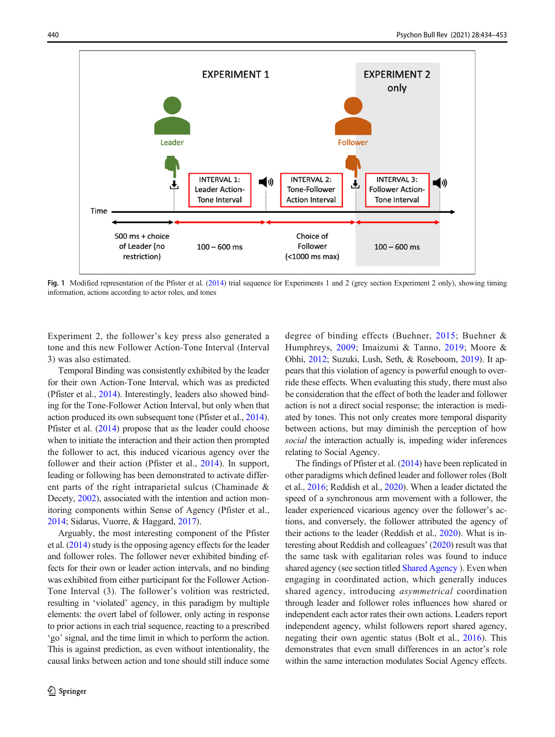Fig. 1 Modified representation of the Pfister et al. (2014) trial sequence for Experiments 1 and 2 (grey section Experiment 2 only), showing timing information, actions according to actor roles, and tones

Experiment 2, the follower's key press also generated a tone and this new Follower Action-Tone Interval (Interval 3) was also estimated.

Temporal Binding was consistently exhibited by the leader for their own Action-Tone Interval, which was as predicted (Pfister et al., 2014). Interestingly, leaders also showed binding for the Tone-Follower Action Interval, but only when that action produced its own subsequent tone (Pfister et al., 2014). Pfister et al. (2014) propose that as the leader could choose when to initiate the interaction and their action then prompted the follower to act, this induced vicarious agency over the follower and their action (Pfister et al., 2014). In support, leading or following has been demonstrated to activate different parts of the right intraparietal sulcus (Chaminade & Decety, 2002), associated with the intention and action monitoring components within Sense of Agency (Pfister et al., 2014; Sidarus, Vuorre, & Haggard, 2017).

Arguably, the most interesting component of the Pfister et al. (2014) study is the opposing agency effects for the leader and follower roles. The follower never exhibited binding effects for their own or leader action intervals, and no binding was exhibited from either participant for the Follower Action-Tone Interval (3). The follower's volition was restricted, resulting in 'violated' agency, in this paradigm by multiple elements: the overt label of follower, only acting in response to prior actions in each trial sequence, reacting to a prescribed 'go' signal, and the time limit in which to perform the action. This is against prediction, as even without intentionality, the causal links between action and tone should still induce some degree of binding effects (Buehner, 2015; Buehner & Humphreys, 2009; Imaizumi & Tanno, 2019; Moore & Obhi, 2012; Suzuki, Lush, Seth, & Roseboom, 2019). It appears that this violation of agency is powerful enough to override these effects. When evaluating this study, there must also be consideration that the effect of both the leader and follower action is not a direct social response; the interaction is mediated by tones. This not only creates more temporal disparity between actions, but may diminish the perception of how *social* the interaction actually is, impeding wider inferences relating to Social Agency.

The findings of Pfister et al. (2014) have been replicated in other paradigms which defined leader and follower roles (Bolt et al., 2016; Reddish et al., 2020). When a leader dictated the speed of a synchronous arm movement with a follower, the leader experienced vicarious agency over the follower's actions, and conversely, the follower attributed the agency of their actions to the leader (Reddish et al., 2020). What is interesting about Reddish and colleagues' (2020) result was that the same task with egalitarian roles was found to induce shared agency (see section titled Shared Agency ). Even when engaging in coordinated action, which generally induces shared agency, introducing *asymmetrical* coordination through leader and follower roles influences how shared or independent each actor rates their own actions. Leaders report independent agency, whilst followers report shared agency, negating their own agentic status (Bolt et al., 2016). This demonstrates that even small differences in an actor's role within the same interaction modulates Social Agency effects.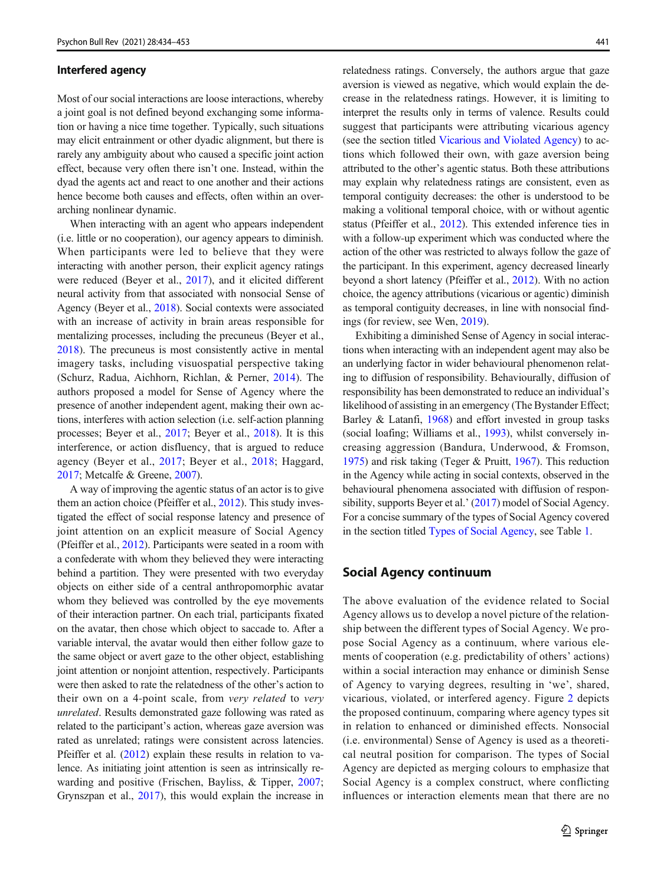### Interfered agency

Most of our social interactions are loose interactions, whereby a joint goal is not defined beyond exchanging some information or having a nice time together. Typically, such situations may elicit entrainment or other dyadic alignment, but there is rarely any ambiguity about who caused a specific joint action effect, because very often there isn't one. Instead, within the dyad the agents act and react to one another and their actions hence become both causes and effects, often within an overarching nonlinear dynamic.

When interacting with an agent who appears independent (i.e. little or no cooperation), our agency appears to diminish. When participants were led to believe that they were interacting with another person, their explicit agency ratings were reduced (Beyer et al., 2017), and it elicited different neural activity from that associated with nonsocial Sense of Agency (Beyer et al., 2018). Social contexts were associated with an increase of activity in brain areas responsible for mentalizing processes, including the precuneus (Beyer et al., 2018). The precuneus is most consistently active in mental imagery tasks, including visuospatial perspective taking (Schurz, Radua, Aichhorn, Richlan, & Perner, 2014). The authors proposed a model for Sense of Agency where the presence of another independent agent, making their own actions, interferes with action selection (i.e. self-action planning processes; Beyer et al., 2017; Beyer et al., 2018). It is this interference, or action disfluency, that is argued to reduce agency (Beyer et al., 2017; Beyer et al., 2018; Haggard, 2017; Metcalfe & Greene, 2007).

A way of improving the agentic status of an actor is to give them an action choice (Pfeiffer et al., 2012). This study investigated the effect of social response latency and presence of joint attention on an explicit measure of Social Agency (Pfeiffer et al., 2012). Participants were seated in a room with a confederate with whom they believed they were interacting behind a partition. They were presented with two everyday objects on either side of a central anthropomorphic avatar whom they believed was controlled by the eye movements of their interaction partner. On each trial, participants fixated on the avatar, then chose which object to saccade to. After a variable interval, the avatar would then either follow gaze to the same object or avert gaze to the other object, establishing joint attention or nonjoint attention, respectively. Participants were then asked to rate the relatedness of the other's action to their own on a 4-point scale, from *very related* to *very unrelated*. Results demonstrated gaze following was rated as related to the participant's action, whereas gaze aversion was rated as unrelated; ratings were consistent across latencies. Pfeiffer et al. (2012) explain these results in relation to valence. As initiating joint attention is seen as intrinsically rewarding and positive (Frischen, Bayliss, & Tipper, 2007; Grynszpan et al., 2017), this would explain the increase in relatedness ratings. Conversely, the authors argue that gaze aversion is viewed as negative, which would explain the decrease in the relatedness ratings. However, it is limiting to interpret the results only in terms of valence. Results could suggest that participants were attributing vicarious agency (see the section titled Vicarious and Violated Agency) to actions which followed their own, with gaze aversion being attributed to the other's agentic status. Both these attributions may explain why relatedness ratings are consistent, even as temporal contiguity decreases: the other is understood to be making a volitional temporal choice, with or without agentic status (Pfeiffer et al., 2012). This extended inference ties in with a follow-up experiment which was conducted where the action of the other was restricted to always follow the gaze of the participant. In this experiment, agency decreased linearly beyond a short latency (Pfeiffer et al., 2012). With no action choice, the agency attributions (vicarious or agentic) diminish as temporal contiguity decreases, in line with nonsocial findings (for review, see Wen, 2019).

Exhibiting a diminished Sense of Agency in social interactions when interacting with an independent agent may also be an underlying factor in wider behavioural phenomenon relating to diffusion of responsibility. Behaviourally, diffusion of responsibility has been demonstrated to reduce an individual's likelihood of assisting in an emergency (The Bystander Effect; Barley & Latanfi, 1968) and effort invested in group tasks (social loafing; Williams et al., 1993), whilst conversely increasing aggression (Bandura, Underwood, & Fromson, 1975) and risk taking (Teger & Pruitt, 1967). This reduction in the Agency while acting in social contexts, observed in the behavioural phenomena associated with diffusion of responsibility, supports Beyer et al.' (2017) model of Social Agency. For a concise summary of the types of Social Agency covered in the section titled Types of Social Agency, see Table 1.

## Social Agency continuum

The above evaluation of the evidence related to Social Agency allows us to develop a novel picture of the relationship between the different types of Social Agency. We propose Social Agency as a continuum, where various elements of cooperation (e.g. predictability of others' actions) within a social interaction may enhance or diminish Sense of Agency to varying degrees, resulting in 'we', shared, vicarious, violated, or interfered agency. Figure 2 depicts the proposed continuum, comparing where agency types sit in relation to enhanced or diminished effects. Nonsocial (i.e. environmental) Sense of Agency is used as a theoretical neutral position for comparison. The types of Social Agency are depicted as merging colours to emphasize that Social Agency is a complex construct, where conflicting influences or interaction elements mean that there are no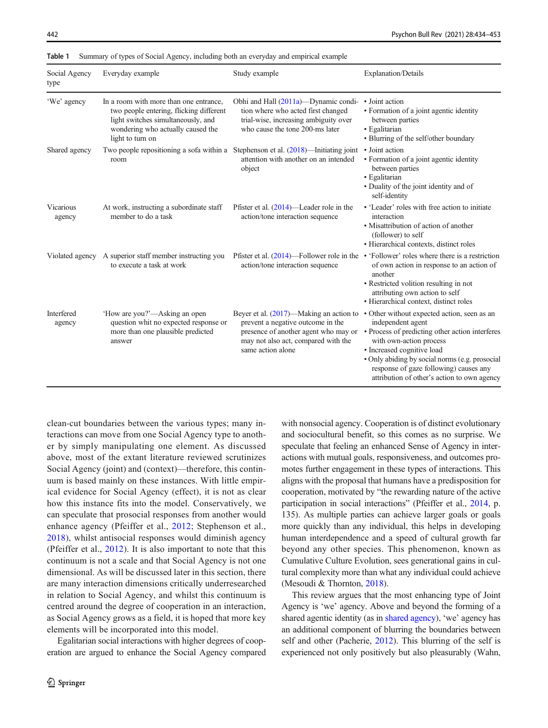**Table 1** Summary of types of Social Agency, including both an everyday and empirical example

| Social Agency type | Everyday example | Study example | Explanation/Details |
|---|---|---|---|
| 'We' agency | In a room with more than one entrance, two people entering, flicking different light switches simultaneously, and wondering who actually caused the light to turn on | Obhi and Hall (2011a)—Dynamic condition where who acted first changed trial-wise, increasing ambiguity over who cause the tone 200-ms later | • Joint action<br>• Formation of a joint agentic identity between parties<br>• Egalitarian<br>• Blurring of the self/other boundary |
| Shared agency | Two people repositioning a sofa within a room | Stephenson et al. (2018)—Initiating joint attention with another on an intended object | • Joint action<br>• Formation of a joint agentic identity between parties<br>• Egalitarian<br>• Duality of the joint identity and of self-identity |
| Vicarious agency | At work, instructing a subordinate staff member to do a task | Pfister et al. (2014)—Leader role in the action/tone interaction sequence | • 'Leader' roles with free action to initiate interaction<br>• Misattribution of action of another (follower) to self<br>• Hierarchical contexts, distinct roles |
| Violated agency | A superior staff member instructing you to execute a task at work | Pfister et al. (2014)—Follower role in the action/tone interaction sequence | • 'Follower' roles where there is a restriction of own action in response to an action of another<br>• Restricted volition resulting in not attributing own action to self<br>• Hierarchical context, distinct roles |
| Interfered agency | 'How are you?'—Asking an open question whit no expected response or more than one plausible predicted answer | Beyer et al. (2017)—Making an action to prevent a negative outcome in the presence of another agent who may or may not also act, compared with the same action alone | • Other without expected action, seen as an independent agent<br>• Process of predicting other action interferes with own-action process<br>• Increased cognitive load<br>• Only abiding by social norms (e.g. prosocial response of gaze following) causes any attribution of other's action to own agency |

clean-cut boundaries between the various types; many interactions can move from one Social Agency type to another by simply manipulating one element. As discussed above, most of the extant literature reviewed scrutinizes Social Agency (joint) and (context)—therefore, this continuum is based mainly on these instances. With little empirical evidence for Social Agency (effect), it is not as clear how this instance fits into the model. Conservatively, we can speculate that prosocial responses from another would enhance agency (Pfeiffer et al., 2012; Stephenson et al., 2018), whilst antisocial responses would diminish agency (Pfeiffer et al., 2012). It is also important to note that this continuum is not a scale and that Social Agency is not one dimensional. As will be discussed later in this section, there are many interaction dimensions critically underresearched in relation to Social Agency, and whilst this continuum is centred around the degree of cooperation in an interaction, as Social Agency grows as a field, it is hoped that more key elements will be incorporated into this model.

Egalitarian social interactions with higher degrees of cooperation are argued to enhance the Social Agency compared with nonsocial agency. Cooperation is of distinct evolutionary and sociocultural benefit, so this comes as no surprise. We speculate that feeling an enhanced Sense of Agency in interactions with mutual goals, responsiveness, and outcomes promotes further engagement in these types of interactions. This aligns with the proposal that humans have a predisposition for cooperation, motivated by "the rewarding nature of the active participation in social interactions" (Pfeiffer et al., 2014, p. 135). As multiple parties can achieve larger goals or goals more quickly than any individual, this helps in developing human interdependence and a speed of cultural growth far beyond any other species. This phenomenon, known as Cumulative Culture Evolution, sees generational gains in cultural complexity more than what any individual could achieve (Mesoudi & Thornton, 2018).

This review argues that the most enhancing type of Joint Agency is 'we' agency. Above and beyond the forming of a shared agentic identity (as in shared agency), 'we' agency has an additional component of blurring the boundaries between self and other (Pacherie, 2012). This blurring of the self is experienced not only positively but also pleasurably (Wahn,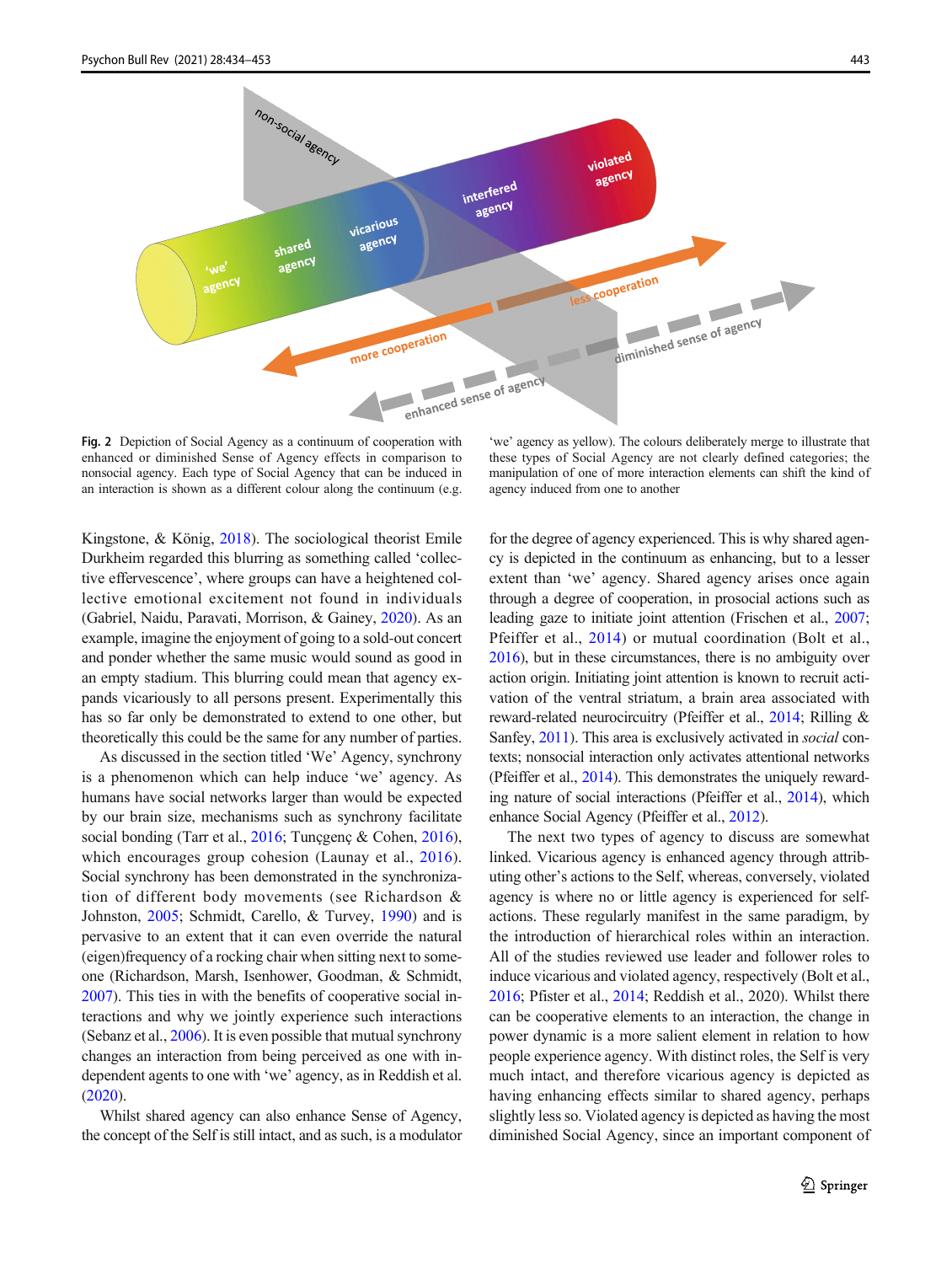Fig. 2 Depiction of Social Agency as a continuum of cooperation with enhanced or diminished Sense of Agency effects in comparison to nonsocial agency. Each type of Social Agency that can be induced in an interaction is shown as a different colour along the continuum (e.g. 'we' agency as yellow). The colours deliberately merge to illustrate that these types of Social Agency are not clearly defined categories; the manipulation of one of more interaction elements can shift the kind of agency induced from one to another

Kingstone, & König, 2018). The sociological theorist Emile Durkheim regarded this blurring as something called 'collective effervescence', where groups can have a heightened collective emotional excitement not found in individuals (Gabriel, Naidu, Paravati, Morrison, & Gainey, 2020). As an example, imagine the enjoyment of going to a sold-out concert and ponder whether the same music would sound as good in an empty stadium. This blurring could mean that agency expands vicariously to all persons present. Experimentally this has so far only be demonstrated to extend to one other, but theoretically this could be the same for any number of parties.

As discussed in the section titled 'We' Agency, synchrony is a phenomenon which can help induce 'we' agency. As humans have social networks larger than would be expected by our brain size, mechanisms such as synchrony facilitate social bonding (Tarr et al., 2016; Tunçgenç & Cohen, 2016), which encourages group cohesion (Launay et al., 2016). Social synchrony has been demonstrated in the synchronization of different body movements (see Richardson & Johnston, 2005; Schmidt, Carello, & Turvey, 1990) and is pervasive to an extent that it can even override the natural (eigen)frequency of a rocking chair when sitting next to someone (Richardson, Marsh, Isenhower, Goodman, & Schmidt, 2007). This ties in with the benefits of cooperative social interactions and why we jointly experience such interactions (Sebanz et al., 2006). It is even possible that mutual synchrony changes an interaction from being perceived as one with independent agents to one with 'we' agency, as in Reddish et al. (2020).

Whilst shared agency can also enhance Sense of Agency, the concept of the Self is still intact, and as such, is a modulator for the degree of agency experienced. This is why shared agency is depicted in the continuum as enhancing, but to a lesser extent than 'we' agency. Shared agency arises once again through a degree of cooperation, in prosocial actions such as leading gaze to initiate joint attention (Frischen et al., 2007; Pfeiffer et al., 2014) or mutual coordination (Bolt et al., 2016), but in these circumstances, there is no ambiguity over action origin. Initiating joint attention is known to recruit activation of the ventral striatum, a brain area associated with reward-related neurocircuitry (Pfeiffer et al., 2014; Rilling & Sanfey, 2011). This area is exclusively activated in *social* contexts; nonsocial interaction only activates attentional networks (Pfeiffer et al., 2014). This demonstrates the uniquely rewarding nature of social interactions (Pfeiffer et al., 2014), which enhance Social Agency (Pfeiffer et al., 2012).

The next two types of agency to discuss are somewhat linked. Vicarious agency is enhanced agency through attributing other's actions to the Self, whereas, conversely, violated agency is where no or little agency is experienced for self-actions. These regularly manifest in the same paradigm, by the introduction of hierarchical roles within an interaction. All of the studies reviewed use leader and follower roles to induce vicarious and violated agency, respectively (Bolt et al., 2016; Pfister et al., 2014; Reddish et al., 2020). Whilst there can be cooperative elements to an interaction, the change in power dynamic is a more salient element in relation to how people experience agency. With distinct roles, the Self is very much intact, and therefore vicarious agency is depicted as having enhancing effects similar to shared agency, perhaps slightly less so. Violated agency is depicted as having the most diminished Social Agency, since an important component of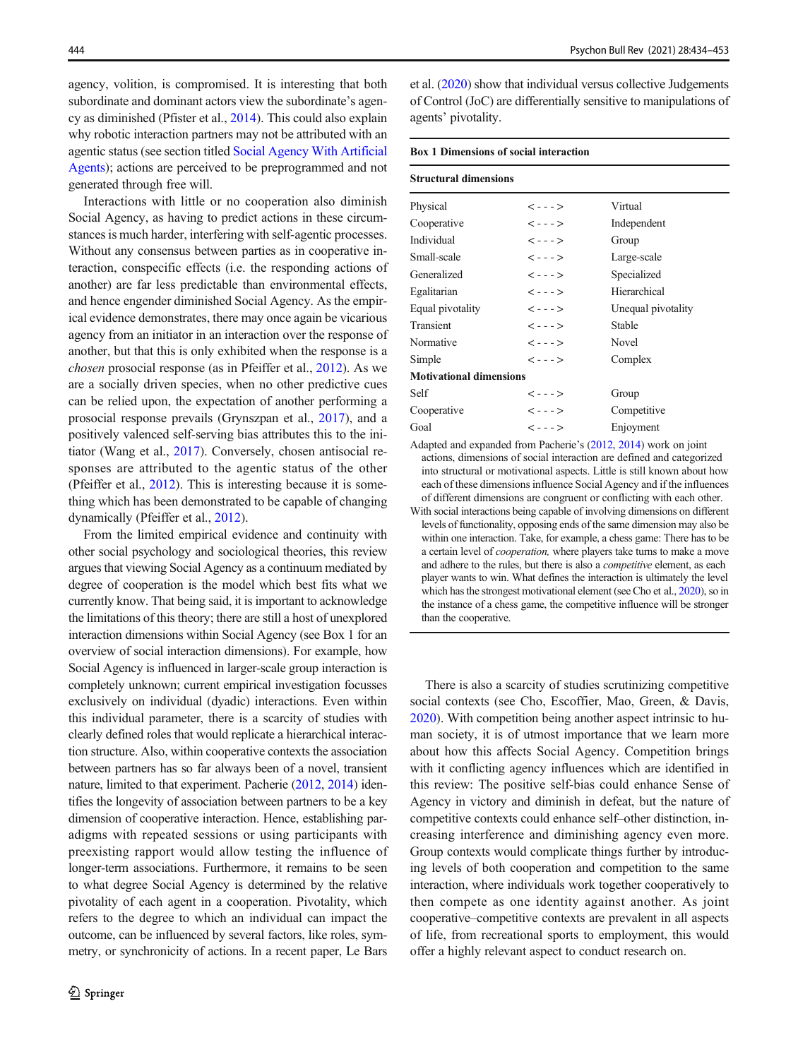agency, volition, is compromised. It is interesting that both subordinate and dominant actors view the subordinate's agency as diminished (Pfister et al., 2014). This could also explain why robotic interaction partners may not be attributed with an agentic status (see section titled Social Agency With Artificial Agents); actions are perceived to be preprogrammed and not generated through free will.

Interactions with little or no cooperation also diminish Social Agency, as having to predict actions in these circumstances is much harder, interfering with self-agentic processes. Without any consensus between parties as in cooperative interaction, conspecific effects (i.e. the responding actions of another) are far less predictable than environmental effects, and hence engender diminished Social Agency. As the empirical evidence demonstrates, there may once again be vicarious agency from an initiator in an interaction over the response of another, but that this is only exhibited when the response is a *chosen* prosocial response (as in Pfeiffer et al., 2012). As we are a socially driven species, when no other predictive cues can be relied upon, the expectation of another performing a prosocial response prevails (Grynszpan et al., 2017), and a positively valenced self-serving bias attributes this to the initiator (Wang et al., 2017). Conversely, chosen antisocial responses are attributed to the agentic status of the other (Pfeiffer et al., 2012). This is interesting because it is something which has been demonstrated to be capable of changing dynamically (Pfeiffer et al., 2012).

From the limited empirical evidence and continuity with other social psychology and sociological theories, this review argues that viewing Social Agency as a continuum mediated by degree of cooperation is the model which best fits what we currently know. That being said, it is important to acknowledge the limitations of this theory; there are still a host of unexplored interaction dimensions within Social Agency (see Box 1 for an overview of social interaction dimensions). For example, how Social Agency is influenced in larger-scale group interaction is completely unknown; current empirical investigation focusses exclusively on individual (dyadic) interactions. Even within this individual parameter, there is a scarcity of studies with clearly defined roles that would replicate a hierarchical interaction structure. Also, within cooperative contexts the association between partners has so far always been of a novel, transient nature, limited to that experiment. Pacherie (2012, 2014) identifies the longevity of association between partners to be a key dimension of cooperative interaction. Hence, establishing paradigms with repeated sessions or using participants with preexisting rapport would allow testing the influence of longer-term associations. Furthermore, it remains to be seen to what degree Social Agency is determined by the relative pivotality of each agent in a cooperation. Pivotality, which refers to the degree to which an individual can impact the outcome, can be influenced by several factors, like roles, symmetry, or synchronicity of actions. In a recent paper, Le Bars et al. (2020) show that individual versus collective Judgements of Control (JoC) are differentially sensitive to manipulations of agents' pivotality.

**Box 1 Dimensions of social interaction**

| **Structural dimensions** | | |
|---|---|---|
| Physical | <---> | Virtual |
| Cooperative | <---> | Independent |
| Individual | <---> | Group |
| Small-scale | <---> | Large-scale |
| Generalized | <---> | Specialized |
| Egalitarian | <---> | Hierarchical |
| Equal pivotality | <---> | Unequal pivotality |
| Transient | <---> | Stable |
| Normative | <---> | Novel |
| Simple | <---> | Complex |
| **Motivational dimensions** | | |
| Self | <---> | Group |
| Cooperative | <---> | Competitive |
| Goal | <---> | Enjoyment |

Adapted and expanded from Pacherie's (2012, 2014) work on joint actions, dimensions of social interaction are defined and categorized into structural or motivational aspects. Little is still known about how each of these dimensions influence Social Agency and if the influences of different dimensions are congruent or conflicting with each other.

With social interactions being capable of involving dimensions on different levels of functionality, opposing ends of the same dimension may also be within one interaction. Take, for example, a chess game: There has to be a certain level of *cooperation,* where players take turns to make a move and adhere to the rules, but there is also a *competitive* element, as each player wants to win. What defines the interaction is ultimately the level which has the strongest motivational element (see Cho et al., 2020), so in the instance of a chess game, the competitive influence will be stronger than the cooperative.

There is also a scarcity of studies scrutinizing competitive social contexts (see Cho, Escoffier, Mao, Green, & Davis, 2020). With competition being another aspect intrinsic to human society, it is of utmost importance that we learn more about how this affects Social Agency. Competition brings with it conflicting agency influences which are identified in this review: The positive self-bias could enhance Sense of Agency in victory and diminish in defeat, but the nature of competitive contexts could enhance self–other distinction, increasing interference and diminishing agency even more. Group contexts would complicate things further by introducing levels of both cooperation and competition to the same interaction, where individuals work together cooperatively to then compete as one identity against another. As joint cooperative–competitive contexts are prevalent in all aspects of life, from recreational sports to employment, this would offer a highly relevant aspect to conduct research on.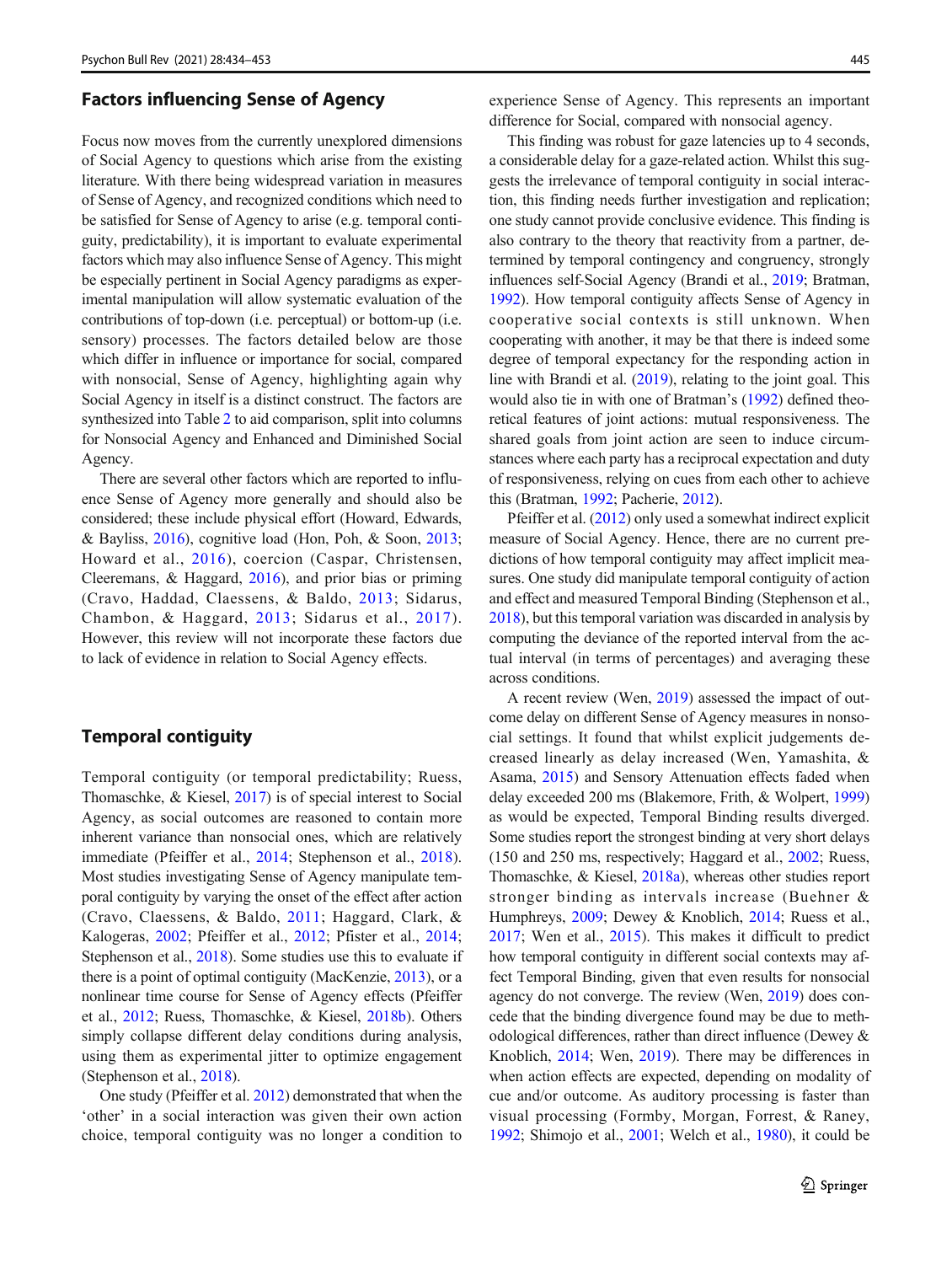## Factors influencing Sense of Agency

Focus now moves from the currently unexplored dimensions of Social Agency to questions which arise from the existing literature. With there being widespread variation in measures of Sense of Agency, and recognized conditions which need to be satisfied for Sense of Agency to arise (e.g. temporal contiguity, predictability), it is important to evaluate experimental factors which may also influence Sense of Agency. This might be especially pertinent in Social Agency paradigms as experimental manipulation will allow systematic evaluation of the contributions of top-down (i.e. perceptual) or bottom-up (i.e. sensory) processes. The factors detailed below are those which differ in influence or importance for social, compared with nonsocial, Sense of Agency, highlighting again why Social Agency in itself is a distinct construct. The factors are synthesized into Table 2 to aid comparison, split into columns for Nonsocial Agency and Enhanced and Diminished Social Agency.

There are several other factors which are reported to influence Sense of Agency more generally and should also be considered; these include physical effort (Howard, Edwards, & Bayliss, 2016), cognitive load (Hon, Poh, & Soon, 2013; Howard et al., 2016), coercion (Caspar, Christensen, Cleeremans, & Haggard, 2016), and prior bias or priming (Cravo, Haddad, Claessens, & Baldo, 2013; Sidarus, Chambon, & Haggard, 2013; Sidarus et al., 2017). However, this review will not incorporate these factors due to lack of evidence in relation to Social Agency effects.

## Temporal contiguity

Temporal contiguity (or temporal predictability; Ruess, Thomaschke, & Kiesel, 2017) is of special interest to Social Agency, as social outcomes are reasoned to contain more inherent variance than nonsocial ones, which are relatively immediate (Pfeiffer et al., 2014; Stephenson et al., 2018). Most studies investigating Sense of Agency manipulate temporal contiguity by varying the onset of the effect after action (Cravo, Claessens, & Baldo, 2011; Haggard, Clark, & Kalogeras, 2002; Pfeiffer et al., 2012; Pfister et al., 2014; Stephenson et al., 2018). Some studies use this to evaluate if there is a point of optimal contiguity (MacKenzie, 2013), or a nonlinear time course for Sense of Agency effects (Pfeiffer et al., 2012; Ruess, Thomaschke, & Kiesel, 2018b). Others simply collapse different delay conditions during analysis, using them as experimental jitter to optimize engagement (Stephenson et al., 2018).

One study (Pfeiffer et al. 2012) demonstrated that when the 'other' in a social interaction was given their own action choice, temporal contiguity was no longer a condition to experience Sense of Agency. This represents an important difference for Social, compared with nonsocial agency.

This finding was robust for gaze latencies up to 4 seconds, a considerable delay for a gaze-related action. Whilst this suggests the irrelevance of temporal contiguity in social interaction, this finding needs further investigation and replication; one study cannot provide conclusive evidence. This finding is also contrary to the theory that reactivity from a partner, determined by temporal contingency and congruency, strongly influences self-Social Agency (Brandi et al., 2019; Bratman, 1992). How temporal contiguity affects Sense of Agency in cooperative social contexts is still unknown. When cooperating with another, it may be that there is indeed some degree of temporal expectancy for the responding action in line with Brandi et al. (2019), relating to the joint goal. This would also tie in with one of Bratman's (1992) defined theoretical features of joint actions: mutual responsiveness. The shared goals from joint action are seen to induce circumstances where each party has a reciprocal expectation and duty of responsiveness, relying on cues from each other to achieve this (Bratman, 1992; Pacherie, 2012).

Pfeiffer et al. (2012) only used a somewhat indirect explicit measure of Social Agency. Hence, there are no current predictions of how temporal contiguity may affect implicit measures. One study did manipulate temporal contiguity of action and effect and measured Temporal Binding (Stephenson et al., 2018), but this temporal variation was discarded in analysis by computing the deviance of the reported interval from the actual interval (in terms of percentages) and averaging these across conditions.

A recent review (Wen, 2019) assessed the impact of outcome delay on different Sense of Agency measures in nonsocial settings. It found that whilst explicit judgements decreased linearly as delay increased (Wen, Yamashita, & Asama, 2015) and Sensory Attenuation effects faded when delay exceeded 200 ms (Blakemore, Frith, & Wolpert, 1999) as would be expected, Temporal Binding results diverged. Some studies report the strongest binding at very short delays (150 and 250 ms, respectively; Haggard et al., 2002; Ruess, Thomaschke, & Kiesel, 2018a), whereas other studies report stronger binding as intervals increase (Buehner & Humphreys, 2009; Dewey & Knoblich, 2014; Ruess et al., 2017; Wen et al., 2015). This makes it difficult to predict how temporal contiguity in different social contexts may affect Temporal Binding, given that even results for nonsocial agency do not converge. The review (Wen, 2019) does concede that the binding divergence found may be due to methodological differences, rather than direct influence (Dewey & Knoblich, 2014; Wen, 2019). There may be differences in when action effects are expected, depending on modality of cue and/or outcome. As auditory processing is faster than visual processing (Formby, Morgan, Forrest, & Raney, 1992; Shimojo et al., 2001; Welch et al., 1980), it could be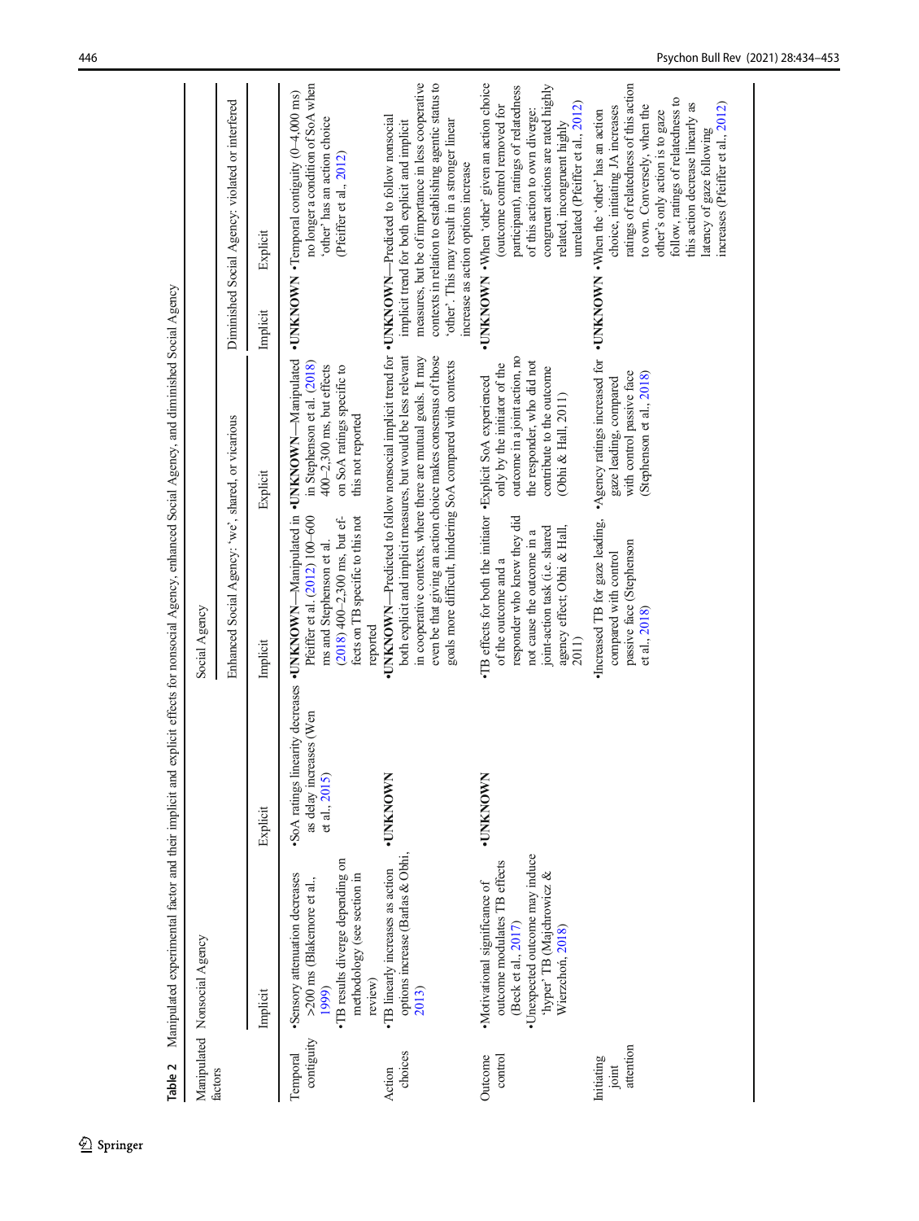**Table 2** Manipulated experimental factor and their implicit and explicit effects for nonsocial Agency, enhanced Social Agency, and diminished Social Agency

| Manipulated factors | Nonsocial Agency | | Social Agency | | | |
|---|---|---|---|---|---|---|
| | | | Enhanced Social Agency: 'we', shared, or vicarious | | Diminished Social Agency: violated or interfered | |
| | Implicit | Explicit | Implicit | Explicit | Implicit | Explicit |
| Temporal contiguity | •Sensory attenuation decreases >200 ms (Blakemore et al., 1999)<br>•TB results diverge depending on methodology (see section in review) | •SoA ratings linearity decreases as delay increases (Wen et al., 2015) | •UNKNOWN—Manipulated in Pfeiffer et al. (2012) 100–600 ms and Stephenson et al. (2018) 400–2,300 ms, but effects on TB specific to this not reported | •UNKNOWN—Manipulated in Stephenson et al. (2018) 400–2,300 ms, but effects on SoA ratings specific to this not reported | •UNKNOWN | •Temporal contiguity (0–4,000 ms) no longer a condition of SoA when 'other' has an action choice (Pfeiffer et al., 2012) |
| Action choices | •TB linearly increases as action options increase (Barlas & Obhi, 2013) | •UNKNOWN | •UNKNOWN—Predicted to follow nonsocial implicit trend for both explicit and implicit measures, but would be less relevant in cooperative contexts, where there are mutual goals. It may even be that giving an action choice makes consensus of those goals more difficult, hindering SoA compared with contexts | | •UNKNOWN—Predicted to follow nonsocial implicit trend for both explicit and implicit measures, but be of importance in less cooperative contexts in relation to establishing agentic status to 'other'. This may result in a stronger linear increase as action options increase | |
| Outcome control | •Motivational significance of outcome modulates TB effects (Beck et al., 2017)<br>•Unexpected outcome may induce 'hyper' TB (Majchrowicz & Wierzchoń, 2018) | •UNKNOWN | •TB effects for both the initiator of the outcome and a responder who knew they did not cause the outcome in a joint-action task (i.e. shared agency effect; Obhi & Hall, 2011) | •Explicit SoA experienced only by the initiator of the outcome in a joint action, no the responder, who did not contribute to the outcome (Obhi & Hall, 2011) | •UNKNOWN | •When 'other' given an action choice (outcome control removed for participant), ratings of relatedness of this action to own diverge: congruent actions are rated highly related, incongruent highly unrelated (Pfeiffer et al., 2012) |
| Initiating joint attention | | | •Increased TB for gaze leading, compared with control passive face (Stephenson et al., 2018) | •Agency ratings increased for gaze leading, compared with control passive face (Stephenson et al., 2018) | •UNKNOWN | •When the 'other' has an action choice, initiating JA increases ratings of relatedness of this action to own. Conversely, when the other's only action is to gaze follow, ratings of relatedness to this action decrease linearly as latency of gaze following increases (Pfeiffer et al., 2012) |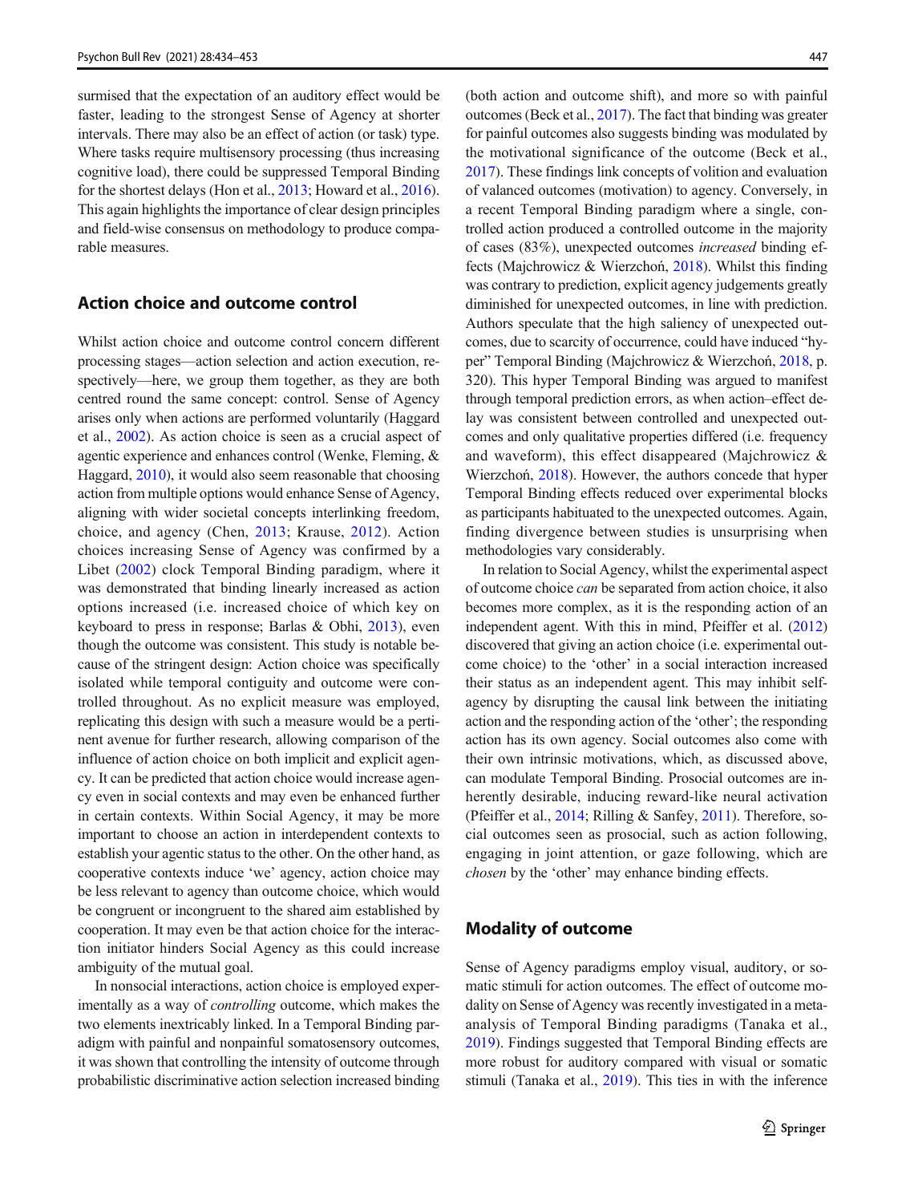surmised that the expectation of an auditory effect would be faster, leading to the strongest Sense of Agency at shorter intervals. There may also be an effect of action (or task) type. Where tasks require multisensory processing (thus increasing cognitive load), there could be suppressed Temporal Binding for the shortest delays (Hon et al., 2013; Howard et al., 2016). This again highlights the importance of clear design principles and field-wise consensus on methodology to produce comparable measures.

## Action choice and outcome control

Whilst action choice and outcome control concern different processing stages—action selection and action execution, respectively—here, we group them together, as they are both centred round the same concept: control. Sense of Agency arises only when actions are performed voluntarily (Haggard et al., 2002). As action choice is seen as a crucial aspect of agentic experience and enhances control (Wenke, Fleming, & Haggard, 2010), it would also seem reasonable that choosing action from multiple options would enhance Sense of Agency, aligning with wider societal concepts interlinking freedom, choice, and agency (Chen, 2013; Krause, 2012). Action choices increasing Sense of Agency was confirmed by a Libet (2002) clock Temporal Binding paradigm, where it was demonstrated that binding linearly increased as action options increased (i.e. increased choice of which key on keyboard to press in response; Barlas & Obhi, 2013), even though the outcome was consistent. This study is notable because of the stringent design: Action choice was specifically isolated while temporal contiguity and outcome were controlled throughout. As no explicit measure was employed, replicating this design with such a measure would be a pertinent avenue for further research, allowing comparison of the influence of action choice on both implicit and explicit agency. It can be predicted that action choice would increase agency even in social contexts and may even be enhanced further in certain contexts. Within Social Agency, it may be more important to choose an action in interdependent contexts to establish your agentic status to the other. On the other hand, as cooperative contexts induce 'we' agency, action choice may be less relevant to agency than outcome choice, which would be congruent or incongruent to the shared aim established by cooperation. It may even be that action choice for the interaction initiator hinders Social Agency as this could increase ambiguity of the mutual goal.

In nonsocial interactions, action choice is employed experimentally as a way of *controlling* outcome, which makes the two elements inextricably linked. In a Temporal Binding paradigm with painful and nonpainful somatosensory outcomes, it was shown that controlling the intensity of outcome through probabilistic discriminative action selection increased binding (both action and outcome shift), and more so with painful outcomes (Beck et al., 2017). The fact that binding was greater for painful outcomes also suggests binding was modulated by the motivational significance of the outcome (Beck et al., 2017). These findings link concepts of volition and evaluation of valanced outcomes (motivation) to agency. Conversely, in a recent Temporal Binding paradigm where a single, controlled action produced a controlled outcome in the majority of cases (83%), unexpected outcomes *increased* binding effects (Majchrowicz & Wierzchoń, 2018). Whilst this finding was contrary to prediction, explicit agency judgements greatly diminished for unexpected outcomes, in line with prediction. Authors speculate that the high saliency of unexpected outcomes, due to scarcity of occurrence, could have induced "hyper" Temporal Binding (Majchrowicz & Wierzchoń, 2018, p. 320). This hyper Temporal Binding was argued to manifest through temporal prediction errors, as when action–effect delay was consistent between controlled and unexpected outcomes and only qualitative properties differed (i.e. frequency and waveform), this effect disappeared (Majchrowicz & Wierzchoń, 2018). However, the authors concede that hyper Temporal Binding effects reduced over experimental blocks as participants habituated to the unexpected outcomes. Again, finding divergence between studies is unsurprising when methodologies vary considerably.

In relation to Social Agency, whilst the experimental aspect of outcome choice *can* be separated from action choice, it also becomes more complex, as it is the responding action of an independent agent. With this in mind, Pfeiffer et al. (2012) discovered that giving an action choice (i.e. experimental outcome choice) to the 'other' in a social interaction increased their status as an independent agent. This may inhibit self-agency by disrupting the causal link between the initiating action and the responding action of the 'other'; the responding action has its own agency. Social outcomes also come with their own intrinsic motivations, which, as discussed above, can modulate Temporal Binding. Prosocial outcomes are inherently desirable, inducing reward-like neural activation (Pfeiffer et al., 2014; Rilling & Sanfey, 2011). Therefore, social outcomes seen as prosocial, such as action following, engaging in joint attention, or gaze following, which are *chosen* by the 'other' may enhance binding effects.

## Modality of outcome

Sense of Agency paradigms employ visual, auditory, or somatic stimuli for action outcomes. The effect of outcome modality on Sense of Agency was recently investigated in a meta-analysis of Temporal Binding paradigms (Tanaka et al., 2019). Findings suggested that Temporal Binding effects are more robust for auditory compared with visual or somatic stimuli (Tanaka et al., 2019). This ties in with the inference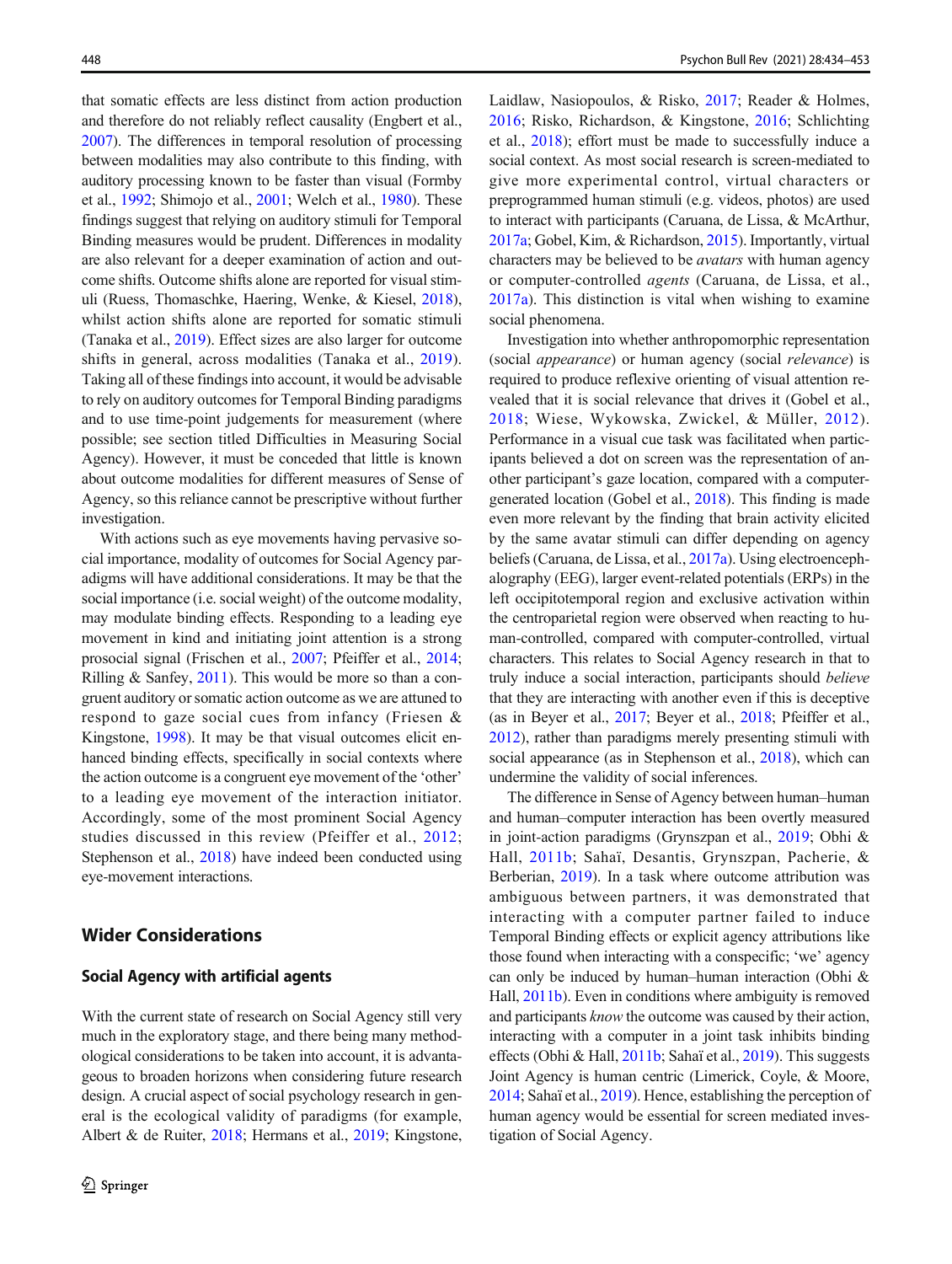that somatic effects are less distinct from action production and therefore do not reliably reflect causality (Engbert et al., 2007). The differences in temporal resolution of processing between modalities may also contribute to this finding, with auditory processing known to be faster than visual (Formby et al., 1992; Shimojo et al., 2001; Welch et al., 1980). These findings suggest that relying on auditory stimuli for Temporal Binding measures would be prudent. Differences in modality are also relevant for a deeper examination of action and outcome shifts. Outcome shifts alone are reported for visual stimuli (Ruess, Thomaschke, Haering, Wenke, & Kiesel, 2018), whilst action shifts alone are reported for somatic stimuli (Tanaka et al., 2019). Effect sizes are also larger for outcome shifts in general, across modalities (Tanaka et al., 2019). Taking all of these findings into account, it would be advisable to rely on auditory outcomes for Temporal Binding paradigms and to use time-point judgements for measurement (where possible; see section titled Difficulties in Measuring Social Agency). However, it must be conceded that little is known about outcome modalities for different measures of Sense of Agency, so this reliance cannot be prescriptive without further investigation.

With actions such as eye movements having pervasive social importance, modality of outcomes for Social Agency paradigms will have additional considerations. It may be that the social importance (i.e. social weight) of the outcome modality, may modulate binding effects. Responding to a leading eye movement in kind and initiating joint attention is a strong prosocial signal (Frischen et al., 2007; Pfeiffer et al., 2014; Rilling & Sanfey, 2011). This would be more so than a congruent auditory or somatic action outcome as we are attuned to respond to gaze social cues from infancy (Friesen & Kingstone, 1998). It may be that visual outcomes elicit enhanced binding effects, specifically in social contexts where the action outcome is a congruent eye movement of the 'other' to a leading eye movement of the interaction initiator. Accordingly, some of the most prominent Social Agency studies discussed in this review (Pfeiffer et al., 2012; Stephenson et al., 2018) have indeed been conducted using eye-movement interactions.

## Wider Considerations

### Social Agency with artificial agents

With the current state of research on Social Agency still very much in the exploratory stage, and there being many methodological considerations to be taken into account, it is advantageous to broaden horizons when considering future research design. A crucial aspect of social psychology research in general is the ecological validity of paradigms (for example, Albert & de Ruiter, 2018; Hermans et al., 2019; Kingstone, Laidlaw, Nasiopoulos, & Risko, 2017; Reader & Holmes, 2016; Risko, Richardson, & Kingstone, 2016; Schlichting et al., 2018); effort must be made to successfully induce a social context. As most social research is screen-mediated to give more experimental control, virtual characters or preprogrammed human stimuli (e.g. videos, photos) are used to interact with participants (Caruana, de Lissa, & McArthur, 2017a; Gobel, Kim, & Richardson, 2015). Importantly, virtual characters may be believed to be *avatars* with human agency or computer-controlled *agents* (Caruana, de Lissa, et al., 2017a). This distinction is vital when wishing to examine social phenomena.

Investigation into whether anthropomorphic representation (social *appearance*) or human agency (social *relevance*) is required to produce reflexive orienting of visual attention revealed that it is social relevance that drives it (Gobel et al., 2018; Wiese, Wykowska, Zwickel, & Müller, 2012). Performance in a visual cue task was facilitated when participants believed a dot on screen was the representation of another participant's gaze location, compared with a computer-generated location (Gobel et al., 2018). This finding is made even more relevant by the finding that brain activity elicited by the same avatar stimuli can differ depending on agency beliefs (Caruana, de Lissa, et al., 2017a). Using electroencephalography (EEG), larger event-related potentials (ERPs) in the left occipitotemporal region and exclusive activation within the centroparietal region were observed when reacting to human-controlled, compared with computer-controlled, virtual characters. This relates to Social Agency research in that to truly induce a social interaction, participants should *believe* that they are interacting with another even if this is deceptive (as in Beyer et al., 2017; Beyer et al., 2018; Pfeiffer et al., 2012), rather than paradigms merely presenting stimuli with social appearance (as in Stephenson et al., 2018), which can undermine the validity of social inferences.

The difference in Sense of Agency between human–human and human–computer interaction has been overtly measured in joint-action paradigms (Grynszpan et al., 2019; Obhi & Hall, 2011b; Sahaï, Desantis, Grynszpan, Pacherie, & Berberian, 2019). In a task where outcome attribution was ambiguous between partners, it was demonstrated that interacting with a computer partner failed to induce Temporal Binding effects or explicit agency attributions like those found when interacting with a conspecific; 'we' agency can only be induced by human–human interaction (Obhi & Hall, 2011b). Even in conditions where ambiguity is removed and participants *know* the outcome was caused by their action, interacting with a computer in a joint task inhibits binding effects (Obhi & Hall, 2011b; Sahaï et al., 2019). This suggests Joint Agency is human centric (Limerick, Coyle, & Moore, 2014; Sahaï et al., 2019). Hence, establishing the perception of human agency would be essential for screen mediated investigation of Social Agency.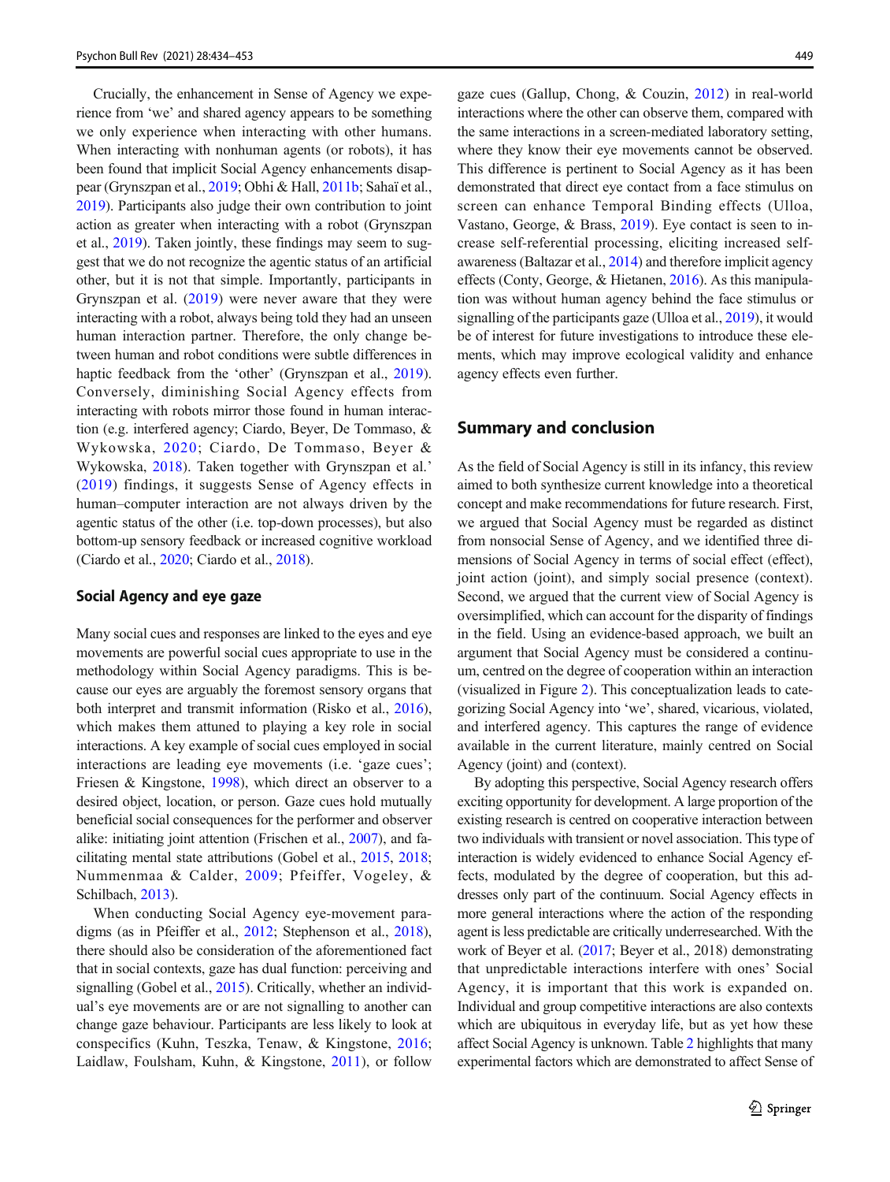Crucially, the enhancement in Sense of Agency we experience from 'we' and shared agency appears to be something we only experience when interacting with other humans. When interacting with nonhuman agents (or robots), it has been found that implicit Social Agency enhancements disappear (Grynszpan et al., 2019; Obhi & Hall, 2011b; Sahaï et al., 2019). Participants also judge their own contribution to joint action as greater when interacting with a robot (Grynszpan et al., 2019). Taken jointly, these findings may seem to suggest that we do not recognize the agentic status of an artificial other, but it is not that simple. Importantly, participants in Grynszpan et al. (2019) were never aware that they were interacting with a robot, always being told they had an unseen human interaction partner. Therefore, the only change between human and robot conditions were subtle differences in haptic feedback from the 'other' (Grynszpan et al., 2019). Conversely, diminishing Social Agency effects from interacting with robots mirror those found in human interaction (e.g. interfered agency; Ciardo, Beyer, De Tommaso, & Wykowska, 2020; Ciardo, De Tommaso, Beyer & Wykowska, 2018). Taken together with Grynszpan et al.' (2019) findings, it suggests Sense of Agency effects in human–computer interaction are not always driven by the agentic status of the other (i.e. top-down processes), but also bottom-up sensory feedback or increased cognitive workload (Ciardo et al., 2020; Ciardo et al., 2018).

### Social Agency and eye gaze

Many social cues and responses are linked to the eyes and eye movements are powerful social cues appropriate to use in the methodology within Social Agency paradigms. This is because our eyes are arguably the foremost sensory organs that both interpret and transmit information (Risko et al., 2016), which makes them attuned to playing a key role in social interactions. A key example of social cues employed in social interactions are leading eye movements (i.e. 'gaze cues'; Friesen & Kingstone, 1998), which direct an observer to a desired object, location, or person. Gaze cues hold mutually beneficial social consequences for the performer and observer alike: initiating joint attention (Frischen et al., 2007), and facilitating mental state attributions (Gobel et al., 2015, 2018; Nummenmaa & Calder, 2009; Pfeiffer, Vogeley, & Schilbach, 2013).

When conducting Social Agency eye-movement paradigms (as in Pfeiffer et al., 2012; Stephenson et al., 2018), there should also be consideration of the aforementioned fact that in social contexts, gaze has dual function: perceiving and signalling (Gobel et al., 2015). Critically, whether an individual's eye movements are or are not signalling to another can change gaze behaviour. Participants are less likely to look at conspecifics (Kuhn, Teszka, Tenaw, & Kingstone, 2016; Laidlaw, Foulsham, Kuhn, & Kingstone, 2011), or follow gaze cues (Gallup, Chong, & Couzin, 2012) in real-world interactions where the other can observe them, compared with the same interactions in a screen-mediated laboratory setting, where they know their eye movements cannot be observed. This difference is pertinent to Social Agency as it has been demonstrated that direct eye contact from a face stimulus on screen can enhance Temporal Binding effects (Ulloa, Vastano, George, & Brass, 2019). Eye contact is seen to increase self-referential processing, eliciting increased self-awareness (Baltazar et al., 2014) and therefore implicit agency effects (Conty, George, & Hietanen, 2016). As this manipulation was without human agency behind the face stimulus or signalling of the participants gaze (Ulloa et al., 2019), it would be of interest for future investigations to introduce these elements, which may improve ecological validity and enhance agency effects even further.

## Summary and conclusion

As the field of Social Agency is still in its infancy, this review aimed to both synthesize current knowledge into a theoretical concept and make recommendations for future research. First, we argued that Social Agency must be regarded as distinct from nonsocial Sense of Agency, and we identified three dimensions of Social Agency in terms of social effect (effect), joint action (joint), and simply social presence (context). Second, we argued that the current view of Social Agency is oversimplified, which can account for the disparity of findings in the field. Using an evidence-based approach, we built an argument that Social Agency must be considered a continuum, centred on the degree of cooperation within an interaction (visualized in Figure 2). This conceptualization leads to categorizing Social Agency into 'we', shared, vicarious, violated, and interfered agency. This captures the range of evidence available in the current literature, mainly centred on Social Agency (joint) and (context).

By adopting this perspective, Social Agency research offers exciting opportunity for development. A large proportion of the existing research is centred on cooperative interaction between two individuals with transient or novel association. This type of interaction is widely evidenced to enhance Social Agency effects, modulated by the degree of cooperation, but this addresses only part of the continuum. Social Agency effects in more general interactions where the action of the responding agent is less predictable are critically underresearched. With the work of Beyer et al. (2017; Beyer et al., 2018) demonstrating that unpredictable interactions interfere with ones' Social Agency, it is important that this work is expanded on. Individual and group competitive interactions are also contexts which are ubiquitous in everyday life, but as yet how these affect Social Agency is unknown. Table 2 highlights that many experimental factors which are demonstrated to affect Sense of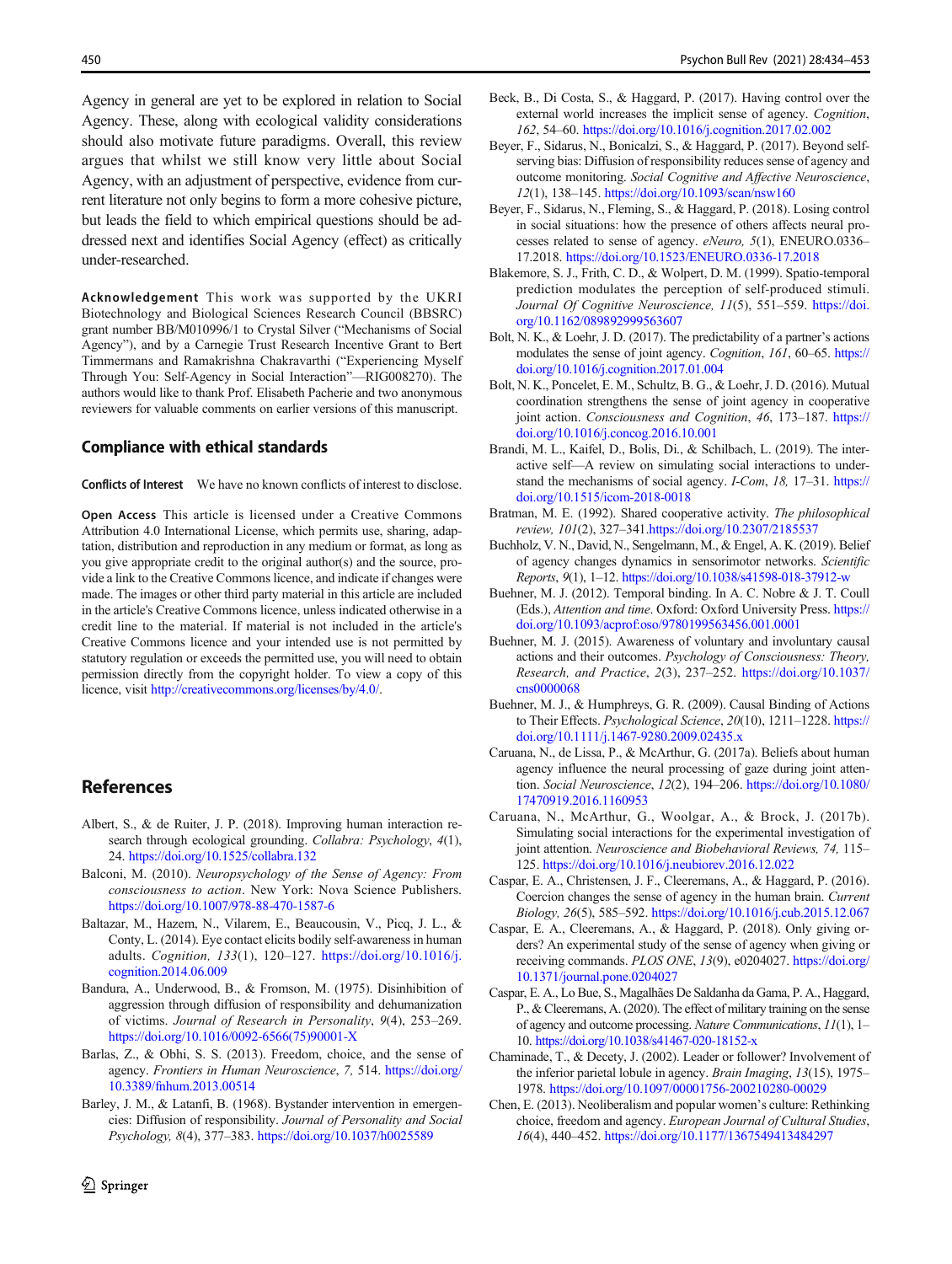Agency in general are yet to be explored in relation to Social Agency. These, along with ecological validity considerations should also motivate future paradigms. Overall, this review argues that whilst we still know very little about Social Agency, with an adjustment of perspective, evidence from current literature not only begins to form a more cohesive picture, but leads the field to which empirical questions should be addressed next and identifies Social Agency (effect) as critically under-researched.

**Acknowledgement** This work was supported by the UKRI Biotechnology and Biological Sciences Research Council (BBSRC) grant number BB/M010996/1 to Crystal Silver ("Mechanisms of Social Agency"), and by a Carnegie Trust Research Incentive Grant to Bert Timmermans and Ramakrishna Chakravarthi ("Experiencing Myself Through You: Self-Agency in Social Interaction"—RIG008270). The authors would like to thank Prof. Elisabeth Pacherie and two anonymous reviewers for valuable comments on earlier versions of this manuscript.

## Compliance with ethical standards

**Conflicts of Interest** We have no known conflicts of interest to disclose.

**Open Access** This article is licensed under a Creative Commons Attribution 4.0 International License, which permits use, sharing, adaptation, distribution and reproduction in any medium or format, as long as you give appropriate credit to the original author(s) and the source, provide a link to the Creative Commons licence, and indicate if changes were made. The images or other third party material in this article are included in the article's Creative Commons licence, unless indicated otherwise in a credit line to the material. If material is not included in the article's Creative Commons licence and your intended use is not permitted by statutory regulation or exceeds the permitted use, you will need to obtain permission directly from the copyright holder. To view a copy of this licence, visit http://creativecommons.org/licenses/by/4.0/.

## References

Albert, S., & de Ruiter, J. P. (2018). Improving human interaction research through ecological grounding. *Collabra: Psychology*, *4*(1), 24. https://doi.org/10.1525/collabra.132

Balconi, M. (2010). *Neuropsychology of the Sense of Agency: From consciousness to action*. New York: Nova Science Publishers. https://doi.org/10.1007/978-88-470-1587-6

Baltazar, M., Hazem, N., Vilarem, E., Beaucousin, V., Picq, J. L., & Conty, L. (2014). Eye contact elicits bodily self-awareness in human adults. *Cognition, 133*(1), 120–127. https://doi.org/10.1016/j.cognition.2014.06.009

Bandura, A., Underwood, B., & Fromson, M. (1975). Disinhibition of aggression through diffusion of responsibility and dehumanization of victims. *Journal of Research in Personality*, *9*(4), 253–269. https://doi.org/10.1016/0092-6566(75)90001-X

Barlas, Z., & Obhi, S. S. (2013). Freedom, choice, and the sense of agency. *Frontiers in Human Neuroscience*, *7,* 514. https://doi.org/10.3389/fnhum.2013.00514

Barley, J. M., & Latanfi, B. (1968). Bystander intervention in emergencies: Diffusion of responsibility. *Journal of Personality and Social Psychology, 8*(4), 377–383. https://doi.org/10.1037/h0025589

Beck, B., Di Costa, S., & Haggard, P. (2017). Having control over the external world increases the implicit sense of agency. *Cognition*, *162*, 54–60. https://doi.org/10.1016/j.cognition.2017.02.002

Beyer, F., Sidarus, N., Bonicalzi, S., & Haggard, P. (2017). Beyond self-serving bias: Diffusion of responsibility reduces sense of agency and outcome monitoring. *Social Cognitive and Affective Neuroscience*, *12*(1), 138–145. https://doi.org/10.1093/scan/nsw160

Beyer, F., Sidarus, N., Fleming, S., & Haggard, P. (2018). Losing control in social situations: how the presence of others affects neural processes related to sense of agency. *eNeuro, 5*(1), ENEURO.0336–17.2018. https://doi.org/10.1523/ENEURO.0336-17.2018

Blakemore, S. J., Frith, C. D., & Wolpert, D. M. (1999). Spatio-temporal prediction modulates the perception of self-produced stimuli. *Journal Of Cognitive Neuroscience, 11*(5), 551–559. https://doi.org/10.1162/089892999563607

Bolt, N. K., & Loehr, J. D. (2017). The predictability of a partner's actions modulates the sense of joint agency. *Cognition*, *161*, 60–65. https://doi.org/10.1016/j.cognition.2017.01.004

Bolt, N. K., Poncelet, E. M., Schultz, B. G., & Loehr, J. D. (2016). Mutual coordination strengthens the sense of joint agency in cooperative joint action. *Consciousness and Cognition*, *46*, 173–187. https://doi.org/10.1016/j.concog.2016.10.001

Brandi, M. L., Kaifel, D., Bolis, Di., & Schilbach, L. (2019). The interactive self—A review on simulating social interactions to understand the mechanisms of social agency. *I-Com*, *18,* 17–31. https://doi.org/10.1515/icom-2018-0018

Bratman, M. E. (1992). Shared cooperative activity. *The philosophical review, 101*(2), 327–341.https://doi.org/10.2307/2185537

Buchholz, V. N., David, N., Sengelmann, M., & Engel, A. K. (2019). Belief of agency changes dynamics in sensorimotor networks. *Scientific Reports*, *9*(1), 1–12. https://doi.org/10.1038/s41598-018-37912-w

Buehner, M. J. (2012). Temporal binding. In A. C. Nobre & J. T. Coull (Eds.), *Attention and time*. Oxford: Oxford University Press. https://doi.org/10.1093/acprof:oso/9780199563456.001.0001

Buehner, M. J. (2015). Awareness of voluntary and involuntary causal actions and their outcomes. *Psychology of Consciousness: Theory, Research, and Practice*, *2*(3), 237–252. https://doi.org/10.1037/cns0000068

Buehner, M. J., & Humphreys, G. R. (2009). Causal Binding of Actions to Their Effects. *Psychological Science*, *20*(10), 1211–1228. https://doi.org/10.1111/j.1467-9280.2009.02435.x

Caruana, N., de Lissa, P., & McArthur, G. (2017a). Beliefs about human agency influence the neural processing of gaze during joint attention. *Social Neuroscience*, *12*(2), 194–206. https://doi.org/10.1080/17470919.2016.1160953

Caruana, N., McArthur, G., Woolgar, A., & Brock, J. (2017b). Simulating social interactions for the experimental investigation of joint attention. *Neuroscience and Biobehavioral Reviews, 74,* 115–125. https://doi.org/10.1016/j.neubiorev.2016.12.022

Caspar, E. A., Christensen, J. F., Cleeremans, A., & Haggard, P. (2016). Coercion changes the sense of agency in the human brain. *Current Biology, 26*(5), 585–592. https://doi.org/10.1016/j.cub.2015.12.067

Caspar, E. A., Cleeremans, A., & Haggard, P. (2018). Only giving orders? An experimental study of the sense of agency when giving or receiving commands. *PLOS ONE*, *13*(9), e0204027. https://doi.org/10.1371/journal.pone.0204027

Caspar, E. A., Lo Bue, S., Magalhães De Saldanha da Gama, P. A., Haggard, P., & Cleeremans, A. (2020). The effect of military training on the sense of agency and outcome processing. *Nature Communications*, *11*(1), 1–10. https://doi.org/10.1038/s41467-020-18152-x

Chaminade, T., & Decety, J. (2002). Leader or follower? Involvement of the inferior parietal lobule in agency. *Brain Imaging*, *13*(15), 1975–1978. https://doi.org/10.1097/00001756-200210280-00029

Chen, E. (2013). Neoliberalism and popular women's culture: Rethinking choice, freedom and agency. *European Journal of Cultural Studies*, *16*(4), 440–452. https://doi.org/10.1177/1367549413484297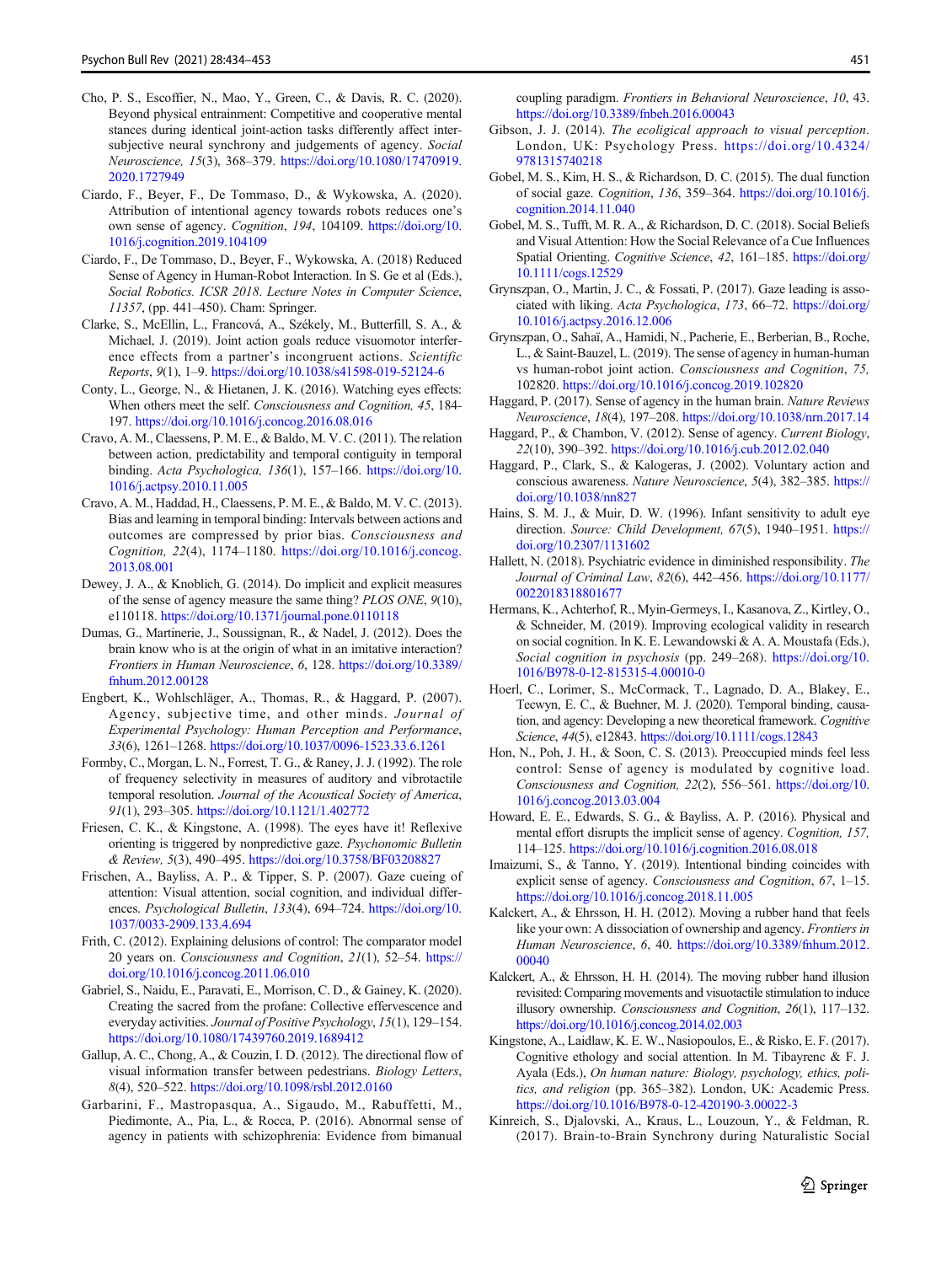Cho, P. S., Escoffier, N., Mao, Y., Green, C., & Davis, R. C. (2020). Beyond physical entrainment: Competitive and cooperative mental stances during identical joint-action tasks differently affect inter-subjective neural synchrony and judgements of agency. *Social Neuroscience, 15*(3), 368–379. https://doi.org/10.1080/17470919.2020.1727949

Ciardo, F., Beyer, F., De Tommaso, D., & Wykowska, A. (2020). Attribution of intentional agency towards robots reduces one's own sense of agency. *Cognition*, *194*, 104109. https://doi.org/10.1016/j.cognition.2019.104109

Ciardo, F., De Tommaso, D., Beyer, F., Wykowska, A. (2018) Reduced Sense of Agency in Human-Robot Interaction. In S. Ge et al (Eds.), *Social Robotics. ICSR 2018*. *Lecture Notes in Computer Science*, *11357*, (pp. 441–450). Cham: Springer.

Clarke, S., McEllin, L., Francová, A., Székely, M., Butterfill, S. A., & Michael, J. (2019). Joint action goals reduce visuomotor interference effects from a partner's incongruent actions. *Scientific Reports*, *9*(1), 1–9. https://doi.org/10.1038/s41598-019-52124-6

Conty, L., George, N., & Hietanen, J. K. (2016). Watching eyes effects: When others meet the self. *Consciousness and Cognition, 45*, 184-197. https://doi.org/10.1016/j.concog.2016.08.016

Cravo, A. M., Claessens, P. M. E., & Baldo, M. V. C. (2011). The relation between action, predictability and temporal contiguity in temporal binding. *Acta Psychologica, 136*(1), 157–166. https://doi.org/10.1016/j.actpsy.2010.11.005

Cravo, A. M., Haddad, H., Claessens, P. M. E., & Baldo, M. V. C. (2013). Bias and learning in temporal binding: Intervals between actions and outcomes are compressed by prior bias. *Consciousness and Cognition, 22*(4), 1174–1180. https://doi.org/10.1016/j.concog.2013.08.001

Dewey, J. A., & Knoblich, G. (2014). Do implicit and explicit measures of the sense of agency measure the same thing? *PLOS ONE*, *9*(10), e110118. https://doi.org/10.1371/journal.pone.0110118

Dumas, G., Martinerie, J., Soussignan, R., & Nadel, J. (2012). Does the brain know who is at the origin of what in an imitative interaction? *Frontiers in Human Neuroscience*, *6*, 128. https://doi.org/10.3389/fnhum.2012.00128

Engbert, K., Wohlschläger, A., Thomas, R., & Haggard, P. (2007). Agency, subjective time, and other minds. *Journal of Experimental Psychology: Human Perception and Performance*, *33*(6), 1261–1268. https://doi.org/10.1037/0096-1523.33.6.1261

Formby, C., Morgan, L. N., Forrest, T. G., & Raney, J. J. (1992). The role of frequency selectivity in measures of auditory and vibrotactile temporal resolution. *Journal of the Acoustical Society of America*, *91*(1), 293–305. https://doi.org/10.1121/1.402772

Friesen, C. K., & Kingstone, A. (1998). The eyes have it! Reflexive orienting is triggered by nonpredictive gaze. *Psychonomic Bulletin & Review, 5*(3), 490–495. https://doi.org/10.3758/BF03208827

Frischen, A., Bayliss, A. P., & Tipper, S. P. (2007). Gaze cueing of attention: Visual attention, social cognition, and individual differences. *Psychological Bulletin*, *133*(4), 694–724. https://doi.org/10.1037/0033-2909.133.4.694

Frith, C. (2012). Explaining delusions of control: The comparator model 20 years on. *Consciousness and Cognition*, *21*(1), 52–54. https://doi.org/10.1016/j.concog.2011.06.010

Gabriel, S., Naidu, E., Paravati, E., Morrison, C. D., & Gainey, K. (2020). Creating the sacred from the profane: Collective effervescence and everyday activities. *Journal of Positive Psychology*, *15*(1), 129–154. https://doi.org/10.1080/17439760.2019.1689412

Gallup, A. C., Chong, A., & Couzin, I. D. (2012). The directional flow of visual information transfer between pedestrians. *Biology Letters*, *8*(4), 520–522. https://doi.org/10.1098/rsbl.2012.0160

Garbarini, F., Mastropasqua, A., Sigaudo, M., Rabuffetti, M., Piedimonte, A., Pia, L., & Rocca, P. (2016). Abnormal sense of agency in patients with schizophrenia: Evidence from bimanual coupling paradigm. *Frontiers in Behavioral Neuroscience*, *10*, 43. https://doi.org/10.3389/fnbeh.2016.00043

Gibson, J. J. (2014). *The ecoligical approach to visual perception*. London, UK: Psychology Press. https://doi.org/10.4324/9781315740218

Gobel, M. S., Kim, H. S., & Richardson, D. C. (2015). The dual function of social gaze. *Cognition*, *136*, 359–364. https://doi.org/10.1016/j.cognition.2014.11.040

Gobel, M. S., Tufft, M. R. A., & Richardson, D. C. (2018). Social Beliefs and Visual Attention: How the Social Relevance of a Cue Influences Spatial Orienting. *Cognitive Science*, *42*, 161–185. https://doi.org/10.1111/cogs.12529

Grynszpan, O., Martin, J. C., & Fossati, P. (2017). Gaze leading is associated with liking. *Acta Psychologica*, *173*, 66–72. https://doi.org/10.1016/j.actpsy.2016.12.006

Grynszpan, O., Sahaï, A., Hamidi, N., Pacherie, E., Berberian, B., Roche, L., & Saint-Bauzel, L. (2019). The sense of agency in human-human vs human-robot joint action. *Consciousness and Cognition*, *75*, 102820. https://doi.org/10.1016/j.concog.2019.102820

Haggard, P. (2017). Sense of agency in the human brain. *Nature Reviews Neuroscience*, *18*(4), 197–208. https://doi.org/10.1038/nrn.2017.14

Haggard, P., & Chambon, V. (2012). Sense of agency. *Current Biology*, *22*(10), 390–392. https://doi.org/10.1016/j.cub.2012.02.040

Haggard, P., Clark, S., & Kalogeras, J. (2002). Voluntary action and conscious awareness. *Nature Neuroscience*, *5*(4), 382–385. https://doi.org/10.1038/nn827

Hains, S. M. J., & Muir, D. W. (1996). Infant sensitivity to adult eye direction. *Source: Child Development, 67*(5), 1940–1951. https://doi.org/10.2307/1131602

Hallett, N. (2018). Psychiatric evidence in diminished responsibility. *The Journal of Criminal Law*, *82*(6), 442–456. https://doi.org/10.1177/0022018318801677

Hermans, K., Achterhof, R., Myin-Germeys, I., Kasanova, Z., Kirtley, O., & Schneider, M. (2019). Improving ecological validity in research on social cognition. In K. E. Lewandowski & A. A. Moustafa (Eds.), *Social cognition in psychosis* (pp. 249–268). https://doi.org/10.1016/B978-0-12-815315-4.00010-0

Hoerl, C., Lorimer, S., McCormack, T., Lagnado, D. A., Blakey, E., Tecwyn, E. C., & Buehner, M. J. (2020). Temporal binding, causation, and agency: Developing a new theoretical framework. *Cognitive Science*, *44*(5), e12843. https://doi.org/10.1111/cogs.12843

Hon, N., Poh, J. H., & Soon, C. S. (2013). Preoccupied minds feel less control: Sense of agency is modulated by cognitive load. *Consciousness and Cognition, 22*(2), 556–561. https://doi.org/10.1016/j.concog.2013.03.004

Howard, E. E., Edwards, S. G., & Bayliss, A. P. (2016). Physical and mental effort disrupts the implicit sense of agency. *Cognition, 157*, 114–125. https://doi.org/10.1016/j.cognition.2016.08.018

Imaizumi, S., & Tanno, Y. (2019). Intentional binding coincides with explicit sense of agency. *Consciousness and Cognition*, *67*, 1–15. https://doi.org/10.1016/j.concog.2018.11.005

Kalckert, A., & Ehrsson, H. H. (2012). Moving a rubber hand that feels like your own: A dissociation of ownership and agency. *Frontiers in Human Neuroscience*, *6*, 40. https://doi.org/10.3389/fnhum.2012.00040

Kalckert, A., & Ehrsson, H. H. (2014). The moving rubber hand illusion revisited: Comparing movements and visuotactile stimulation to induce illusory ownership. *Consciousness and Cognition*, *26*(1), 117–132. https://doi.org/10.1016/j.concog.2014.02.003

Kingstone, A., Laidlaw, K. E. W., Nasiopoulos, E., & Risko, E. F. (2017). Cognitive ethology and social attention. In M. Tibayrenc & F. J. Ayala (Eds.), *On human nature: Biology, psychology, ethics, politics, and religion* (pp. 365–382). London, UK: Academic Press. https://doi.org/10.1016/B978-0-12-420190-3.00022-3

Kinreich, S., Djalovski, A., Kraus, L., Louzoun, Y., & Feldman, R. (2017). Brain-to-Brain Synchrony during Naturalistic Social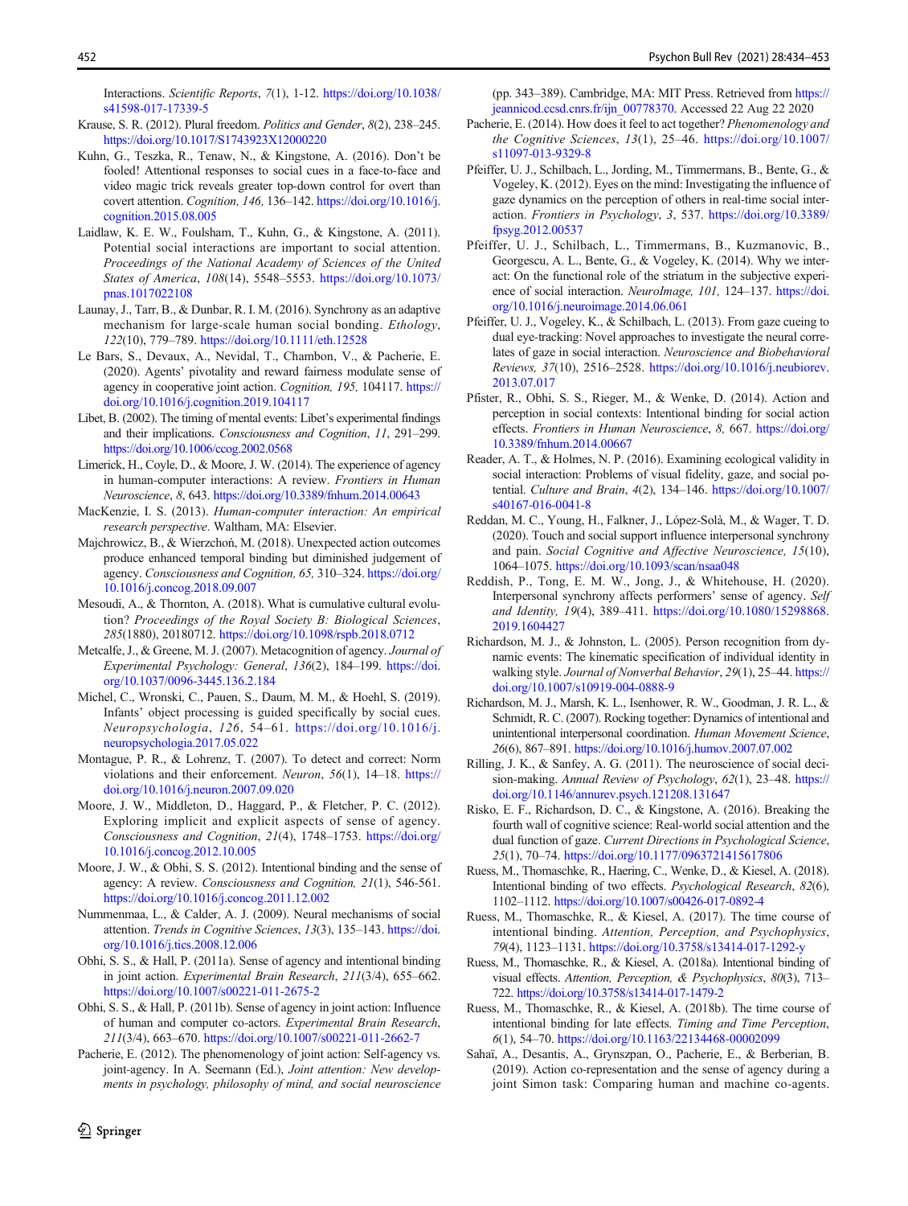Interactions. *Scientific Reports*, *7*(1), 1-12. https://doi.org/10.1038/s41598-017-17339-5

Krause, S. R. (2012). Plural freedom. *Politics and Gender*, *8*(2), 238–245. https://doi.org/10.1017/S1743923X12000220

Kuhn, G., Teszka, R., Tenaw, N., & Kingstone, A. (2016). Don't be fooled! Attentional responses to social cues in a face-to-face and video magic trick reveals greater top-down control for overt than covert attention. *Cognition, 146,* 136–142. https://doi.org/10.1016/j.cognition.2015.08.005

Laidlaw, K. E. W., Foulsham, T., Kuhn, G., & Kingstone, A. (2011). Potential social interactions are important to social attention. *Proceedings of the National Academy of Sciences of the United States of America*, *108*(14), 5548–5553. https://doi.org/10.1073/pnas.1017022108

Launay, J., Tarr, B., & Dunbar, R. I. M. (2016). Synchrony as an adaptive mechanism for large-scale human social bonding. *Ethology*, *122*(10), 779–789. https://doi.org/10.1111/eth.12528

Le Bars, S., Devaux, A., Nevidal, T., Chambon, V., & Pacherie, E. (2020). Agents' pivotality and reward fairness modulate sense of agency in cooperative joint action. *Cognition, 195,* 104117. https://doi.org/10.1016/j.cognition.2019.104117

Libet, B. (2002). The timing of mental events: Libet's experimental findings and their implications. *Consciousness and Cognition*, *11*, 291–299. https://doi.org/10.1006/ccog.2002.0568

Limerick, H., Coyle, D., & Moore, J. W. (2014). The experience of agency in human-computer interactions: A review. *Frontiers in Human Neuroscience*, *8*, 643. https://doi.org/10.3389/fnhum.2014.00643

MacKenzie, I. S. (2013). *Human-computer interaction: An empirical research perspective*. Waltham, MA: Elsevier.

Majchrowicz, B., & Wierzchoń, M. (2018). Unexpected action outcomes produce enhanced temporal binding but diminished judgement of agency. *Consciousness and Cognition, 65,* 310–324. https://doi.org/10.1016/j.concog.2018.09.007

Mesoudi, A., & Thornton, A. (2018). What is cumulative cultural evolution? *Proceedings of the Royal Society B: Biological Sciences*, *285*(1880), 20180712. https://doi.org/10.1098/rspb.2018.0712

Metcalfe, J., & Greene, M. J. (2007). Metacognition of agency. *Journal of Experimental Psychology: General*, *136*(2), 184–199. https://doi.org/10.1037/0096-3445.136.2.184

Michel, C., Wronski, C., Pauen, S., Daum, M. M., & Hoehl, S. (2019). Infants' object processing is guided specifically by social cues. *Neuropsychologia*, *126*, 54–61. https://doi.org/10.1016/j.neuropsychologia.2017.05.022

Montague, P. R., & Lohrenz, T. (2007). To detect and correct: Norm violations and their enforcement. *Neuron*, *56*(1), 14–18. https://doi.org/10.1016/j.neuron.2007.09.020

Moore, J. W., Middleton, D., Haggard, P., & Fletcher, P. C. (2012). Exploring implicit and explicit aspects of sense of agency. *Consciousness and Cognition*, *21*(4), 1748–1753. https://doi.org/10.1016/j.concog.2012.10.005

Moore, J. W., & Obhi, S. S. (2012). Intentional binding and the sense of agency: A review. *Consciousness and Cognition, 21*(1), 546-561. https://doi.org/10.1016/j.concog.2011.12.002

Nummenmaa, L., & Calder, A. J. (2009). Neural mechanisms of social attention. *Trends in Cognitive Sciences*, *13*(3), 135–143. https://doi.org/10.1016/j.tics.2008.12.006

Obhi, S. S., & Hall, P. (2011a). Sense of agency and intentional binding in joint action. *Experimental Brain Research*, *211*(3/4), 655–662. https://doi.org/10.1007/s00221-011-2675-2

Obhi, S. S., & Hall, P. (2011b). Sense of agency in joint action: Influence of human and computer co-actors. *Experimental Brain Research*, *211*(3/4), 663–670. https://doi.org/10.1007/s00221-011-2662-7

Pacherie, E. (2012). The phenomenology of joint action: Self-agency vs. joint-agency. In A. Seemann (Ed.), *Joint attention: New developments in psychology, philosophy of mind, and social neuroscience* (pp. 343–389). Cambridge, MA: MIT Press. Retrieved from https://jeannicod.ccsd.cnrs.fr/ijn_00778370. Accessed 22 Aug 22 2020

Pacherie, E. (2014). How does it feel to act together? *Phenomenology and the Cognitive Sciences*, *13*(1), 25–46. https://doi.org/10.1007/s11097-013-9329-8

Pfeiffer, U. J., Schilbach, L., Jording, M., Timmermans, B., Bente, G., & Vogeley, K. (2012). Eyes on the mind: Investigating the influence of gaze dynamics on the perception of others in real-time social interaction. *Frontiers in Psychology*, *3*, 537. https://doi.org/10.3389/fpsyg.2012.00537

Pfeiffer, U. J., Schilbach, L., Timmermans, B., Kuzmanovic, B., Georgescu, A. L., Bente, G., & Vogeley, K. (2014). Why we interact: On the functional role of the striatum in the subjective experience of social interaction. *NeuroImage, 101,* 124–137. https://doi.org/10.1016/j.neuroimage.2014.06.061

Pfeiffer, U. J., Vogeley, K., & Schilbach, L. (2013). From gaze cueing to dual eye-tracking: Novel approaches to investigate the neural correlates of gaze in social interaction. *Neuroscience and Biobehavioral Reviews, 37*(10), 2516–2528. https://doi.org/10.1016/j.neubiorev.2013.07.017

Pfister, R., Obhi, S. S., Rieger, M., & Wenke, D. (2014). Action and perception in social contexts: Intentional binding for social action effects. *Frontiers in Human Neuroscience*, *8*, 667. https://doi.org/10.3389/fnhum.2014.00667

Reader, A. T., & Holmes, N. P. (2016). Examining ecological validity in social interaction: Problems of visual fidelity, gaze, and social potential. *Culture and Brain*, *4*(2), 134–146. https://doi.org/10.1007/s40167-016-0041-8

Reddan, M. C., Young, H., Falkner, J., López-Solà, M., & Wager, T. D. (2020). Touch and social support influence interpersonal synchrony and pain. *Social Cognitive and Affective Neuroscience, 15*(10), 1064–1075. https://doi.org/10.1093/scan/nsaa048

Reddish, P., Tong, E. M. W., Jong, J., & Whitehouse, H. (2020). Interpersonal synchrony affects performers' sense of agency. *Self and Identity, 19*(4), 389–411. https://doi.org/10.1080/15298868.2019.1604427

Richardson, M. J., & Johnston, L. (2005). Person recognition from dynamic events: The kinematic specification of individual identity in walking style. *Journal of Nonverbal Behavior*, *29*(1), 25–44. https://doi.org/10.1007/s10919-004-0888-9

Richardson, M. J., Marsh, K. L., Isenhower, R. W., Goodman, J. R. L., & Schmidt, R. C. (2007). Rocking together: Dynamics of intentional and unintentional interpersonal coordination. *Human Movement Science*, *26*(6), 867–891. https://doi.org/10.1016/j.humov.2007.07.002

Rilling, J. K., & Sanfey, A. G. (2011). The neuroscience of social decision-making. *Annual Review of Psychology*, *62*(1), 23–48. https://doi.org/10.1146/annurev.psych.121208.131647

Risko, E. F., Richardson, D. C., & Kingstone, A. (2016). Breaking the fourth wall of cognitive science: Real-world social attention and the dual function of gaze. *Current Directions in Psychological Science*, *25*(1), 70–74. https://doi.org/10.1177/0963721415617806

Ruess, M., Thomaschke, R., Haering, C., Wenke, D., & Kiesel, A. (2018). Intentional binding of two effects. *Psychological Research*, *82*(6), 1102–1112. https://doi.org/10.1007/s00426-017-0892-4

Ruess, M., Thomaschke, R., & Kiesel, A. (2017). The time course of intentional binding. *Attention, Perception, and Psychophysics*, *79*(4), 1123–1131. https://doi.org/10.3758/s13414-017-1292-y

Ruess, M., Thomaschke, R., & Kiesel, A. (2018a). Intentional binding of visual effects. *Attention, Perception, & Psychophysics*, *80*(3), 713–722. https://doi.org/10.3758/s13414-017-1479-2

Ruess, M., Thomaschke, R., & Kiesel, A. (2018b). The time course of intentional binding for late effects. *Timing and Time Perception*, *6*(1), 54–70. https://doi.org/10.1163/22134468-00002099

Sahaï, A., Desantis, A., Grynszpan, O., Pacherie, E., & Berberian, B. (2019). Action co-representation and the sense of agency during a joint Simon task: Comparing human and machine co-agents.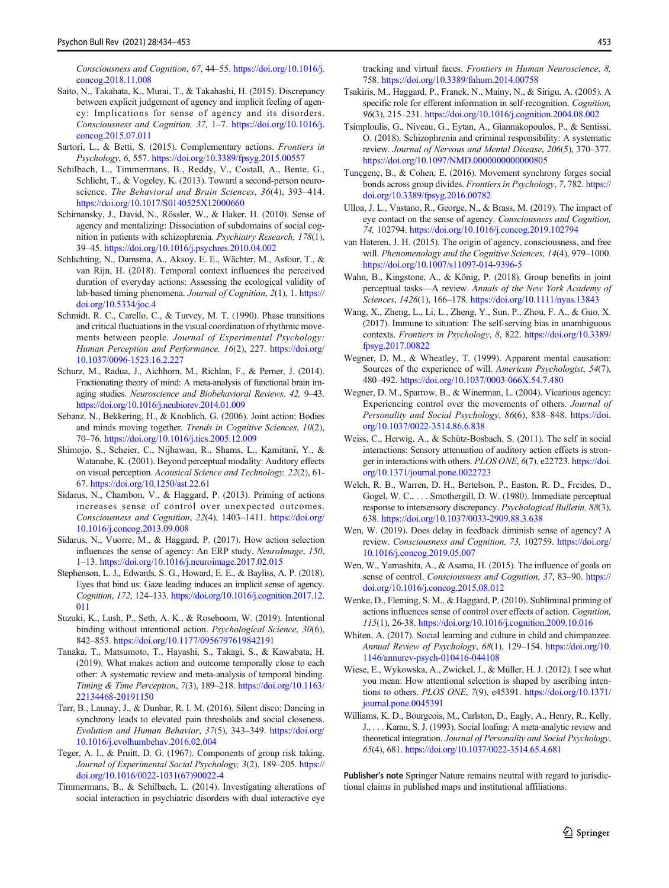*Consciousness and Cognition*, *67*, 44–55. https://doi.org/10.1016/j.concog.2018.11.008

Saito, N., Takahata, K., Murai, T., & Takahashi, H. (2015). Discrepancy between explicit judgement of agency and implicit feeling of agency: Implications for sense of agency and its disorders. *Consciousness and Cognition, 37,* 1–7. https://doi.org/10.1016/j.concog.2015.07.011

Sartori, L., & Betti, S. (2015). Complementary actions. *Frontiers in Psychology*, *6*, 557. https://doi.org/10.3389/fpsyg.2015.00557

Schilbach, L., Timmermans, B., Reddy, V., Costall, A., Bente, G., Schlicht, T., & Vogeley, K. (2013). Toward a second-person neuroscience. *The Behavioral and Brain Sciences*, *36*(4), 393–414. https://doi.org/10.1017/S0140525X12000660

Schimansky, J., David, N., Rössler, W., & Haker, H. (2010). Sense of agency and mentalizing: Dissociation of subdomains of social cognition in patients with schizophrenia. *Psychiatry Research, 178*(1), 39–45. https://doi.org/10.1016/j.psychres.2010.04.002

Schlichting, N., Damsma, A., Aksoy, E. E., Wächter, M., Asfour, T., & van Rijn, H. (2018). Temporal context influences the perceived duration of everyday actions: Assessing the ecological validity of lab-based timing phenomena. *Journal of Cognition*, *2*(1), 1. https://doi.org/10.5334/joc.4

Schmidt, R. C., Carello, C., & Turvey, M. T. (1990). Phase transitions and critical fluctuations in the visual coordination of rhythmic movements between people. *Journal of Experimental Psychology: Human Perception and Performance, 16*(2), 227. https://doi.org/10.1037/0096-1523.16.2.227

Schurz, M., Radua, J., Aichhorn, M., Richlan, F., & Perner, J. (2014). Fractionating theory of mind: A meta-analysis of functional brain imaging studies. *Neuroscience and Biobehavioral Reviews, 42,* 9–43. https://doi.org/10.1016/j.neubiorev.2014.01.009

Sebanz, N., Bekkering, H., & Knoblich, G. (2006). Joint action: Bodies and minds moving together. *Trends in Cognitive Sciences*, *10*(2), 70–76. https://doi.org/10.1016/j.tics.2005.12.009

Shimojo, S., Scheier, C., Nijhawan, R., Shams, L., Kamitani, Y., & Watanabe, K. (2001). Beyond perceptual modality: Auditory effects on visual perception. *Acousical Science and Technology, 22*(2), 61-67. https://doi.org/10.1250/ast.22.61

Sidarus, N., Chambon, V., & Haggard, P. (2013). Priming of actions increases sense of control over unexpected outcomes. *Consciousness and Cognition*, *22*(4), 1403–1411. https://doi.org/10.1016/j.concog.2013.09.008

Sidarus, N., Vuorre, M., & Haggard, P. (2017). How action selection influences the sense of agency: An ERP study. *NeuroImage*, *150*, 1–13. https://doi.org/10.1016/j.neuroimage.2017.02.015

Stephenson, L. J., Edwards, S. G., Howard, E. E., & Bayliss, A. P. (2018). Eyes that bind us: Gaze leading induces an implicit sense of agency. *Cognition*, *172*, 124–133. https://doi.org/10.1016/j.cognition.2017.12.011

Suzuki, K., Lush, P., Seth, A. K., & Roseboom, W. (2019). Intentional binding without intentional action. *Psychological Science*, *30*(6), 842–853. https://doi.org/10.1177/0956797619842191

Tanaka, T., Matsumoto, T., Hayashi, S., Takagi, S., & Kawabata, H. (2019). What makes action and outcome temporally close to each other: A systematic review and meta-analysis of temporal binding. *Timing & Time Perception*, *7*(3), 189–218. https://doi.org/10.1163/22134468-20191150

Tarr, B., Launay, J., & Dunbar, R. I. M. (2016). Silent disco: Dancing in synchrony leads to elevated pain thresholds and social closeness. *Evolution and Human Behavior*, *37*(5), 343–349. https://doi.org/10.1016/j.evolhumbehav.2016.02.004

Teger, A. I., & Pruitt, D. G. (1967). Components of group risk taking. *Journal of Experimental Social Psychology, 3*(2), 189–205. https://doi.org/10.1016/0022-1031(67)90022-4

Timmermans, B., & Schilbach, L. (2014). Investigating alterations of social interaction in psychiatric disorders with dual interactive eye tracking and virtual faces. *Frontiers in Human Neuroscience*, *8,* 758. https://doi.org/10.3389/fnhum.2014.00758

Tsakiris, M., Haggard, P., Franck, N., Mainy, N., & Sirigu, A. (2005). A specific role for efferent information in self-recognition. *Cognition, 96*(3), 215–231. https://doi.org/10.1016/j.cognition.2004.08.002

Tsimploulis, G., Niveau, G., Eytan, A., Giannakopoulos, P., & Sentissi, O. (2018). Schizophrenia and criminal responsibility: A systematic review. *Journal of Nervous and Mental Disease*, *206*(5), 370–377. https://doi.org/10.1097/NMD.0000000000000805

Tunçgenç, B., & Cohen, E. (2016). Movement synchrony forges social bonds across group divides. *Frontiers in Psychology*, *7*, 782. https://doi.org/10.3389/fpsyg.2016.00782

Ulloa, J. L., Vastano, R., George, N., & Brass, M. (2019). The impact of eye contact on the sense of agency. *Consciousness and Cognition, 74,* 102794. https://doi.org/10.1016/j.concog.2019.102794

van Hateren, J. H. (2015). The origin of agency, consciousness, and free will. *Phenomenology and the Cognitive Sciences*, *14*(4), 979–1000. https://doi.org/10.1007/s11097-014-9396-5

Wahn, B., Kingstone, A., & König, P. (2018). Group benefits in joint perceptual tasks—A review. *Annals of the New York Academy of Sciences*, *1426*(1), 166–178. https://doi.org/10.1111/nyas.13843

Wang, X., Zheng, L., Li, L., Zheng, Y., Sun, P., Zhou, F. A., & Guo, X. (2017). Immune to situation: The self-serving bias in unambiguous contexts. *Frontiers in Psychology*, *8*, 822. https://doi.org/10.3389/fpsyg.2017.00822

Wegner, D. M., & Wheatley, T. (1999). Apparent mental causation: Sources of the experience of will. *American Psychologist*, *54*(7), 480–492. https://doi.org/10.1037/0003-066X.54.7.480

Wegner, D. M., Sparrow, B., & Winerman, L. (2004). Vicarious agency: Experiencing control over the movements of others. *Journal of Personality and Social Psychology*, *86*(6), 838–848. https://doi.org/10.1037/0022-3514.86.6.838

Weiss, C., Herwig, A., & Schütz-Bosbach, S. (2011). The self in social interactions: Sensory attenuation of auditory action effects is stronger in interactions with others. *PLOS ONE*, *6*(7), e22723. https://doi.org/10.1371/journal.pone.0022723

Welch, R. B., Warren, D. H., Bertelson, P., Easton, R. D., Frcides, D., Gogel, W. C., . . . Smothergill, D. W. (1980). Immediate perceptual response to intersensory discrepancy. *Psychological Bulletin, 88*(3), 638. https://doi.org/10.1037/0033-2909.88.3.638

Wen, W. (2019). Does delay in feedback diminish sense of agency? A review. *Consciousness and Cognition, 73,* 102759. https://doi.org/10.1016/j.concog.2019.05.007

Wen, W., Yamashita, A., & Asama, H. (2015). The influence of goals on sense of control. *Consciousness and Cognition*, *37*, 83–90. https://doi.org/10.1016/j.concog.2015.08.012

Wenke, D., Fleming, S. M., & Haggard, P. (2010). Subliminal priming of actions influences sense of control over effects of action. *Cognition, 115*(1), 26-38. https://doi.org/10.1016/j.cognition.2009.10.016

Whiten, A. (2017). Social learning and culture in child and chimpanzee. *Annual Review of Psychology*, *68*(1), 129–154. https://doi.org/10.1146/annurev-psych-010416-044108

Wiese, E., Wykowska, A., Zwickel, J., & Müller, H. J. (2012). I see what you mean: How attentional selection is shaped by ascribing intentions to others. *PLOS ONE*, *7*(9), e45391. https://doi.org/10.1371/journal.pone.0045391

Williams, K. D., Bourgeois, M., Carlston, D., Eagly, A., Henry, R., Kelly, J., . . . Karau, S. J. (1993). Social loafing: A meta-analytic review and theoretical integration. *Journal of Personality and Social Psychology*, *65*(4), 681. https://doi.org/10.1037/0022-3514.65.4.681

**Publisher's note** Springer Nature remains neutral with regard to jurisdictional claims in published maps and institutional affiliations.